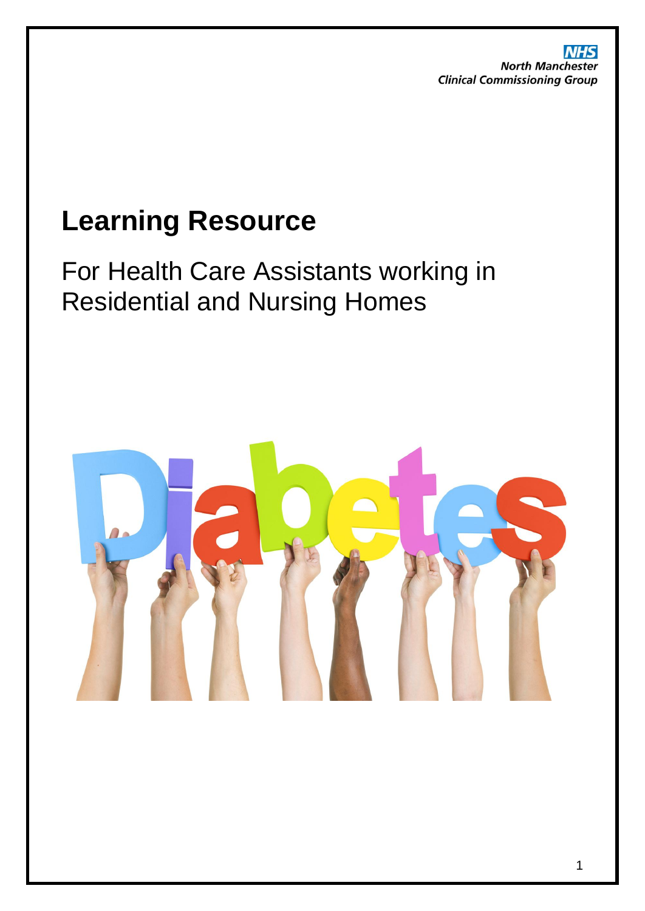NHS
North Manchester
Clinical Commissioning Group

# Learning Resource

## For Health Care Assistants working in Residential and Nursing Homes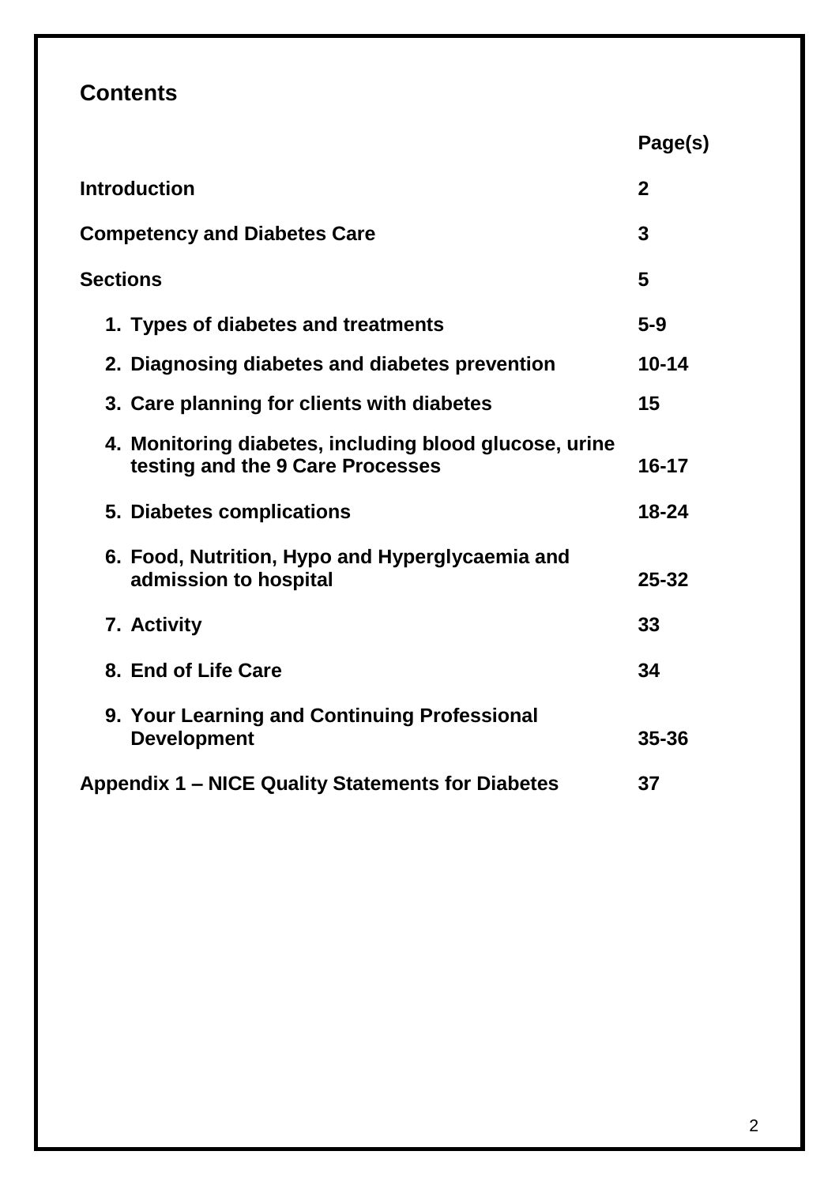## Contents

| | Page(s) |
|---|---|
| **Introduction** | **2** |
| **Competency and Diabetes Care** | **3** |
| **Sections** | **5** |
| **1. Types of diabetes and treatments** | **5-9** |
| **2. Diagnosing diabetes and diabetes prevention** | **10-14** |
| **3. Care planning for clients with diabetes** | **15** |
| **4. Monitoring diabetes, including blood glucose, urine testing and the 9 Care Processes** | **16-17** |
| **5. Diabetes complications** | **18-24** |
| **6. Food, Nutrition, Hypo and Hyperglycaemia and admission to hospital** | **25-32** |
| **7. Activity** | **33** |
| **8. End of Life Care** | **34** |
| **9. Your Learning and Continuing Professional Development** | **35-36** |
| **Appendix 1 – NICE Quality Statements for Diabetes** | **37** |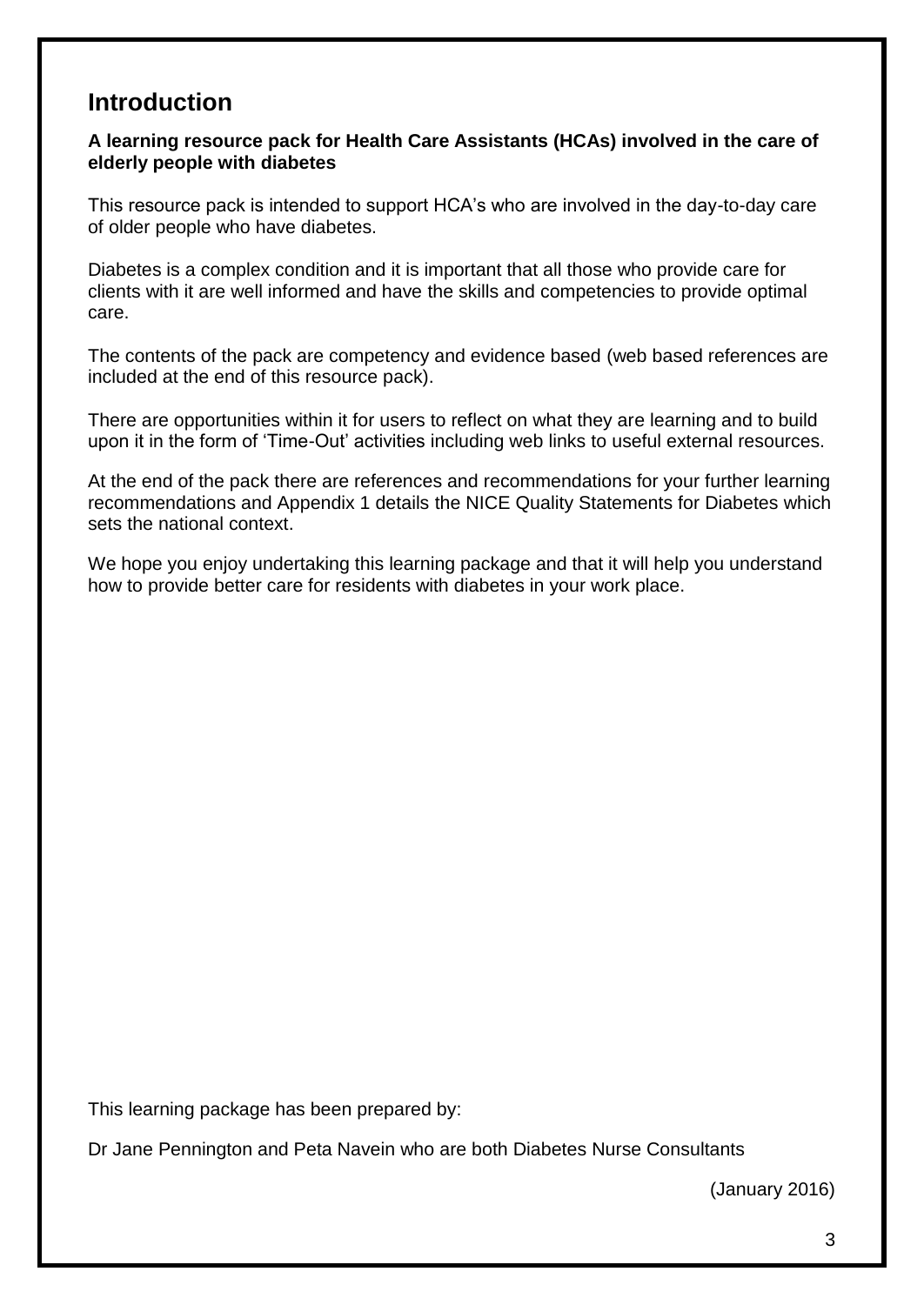## Introduction

**A learning resource pack for Health Care Assistants (HCAs) involved in the care of elderly people with diabetes**

This resource pack is intended to support HCA's who are involved in the day-to-day care of older people who have diabetes.

Diabetes is a complex condition and it is important that all those who provide care for clients with it are well informed and have the skills and competencies to provide optimal care.

The contents of the pack are competency and evidence based (web based references are included at the end of this resource pack).

There are opportunities within it for users to reflect on what they are learning and to build upon it in the form of 'Time-Out' activities including web links to useful external resources.

At the end of the pack there are references and recommendations for your further learning recommendations and Appendix 1 details the NICE Quality Statements for Diabetes which sets the national context.

We hope you enjoy undertaking this learning package and that it will help you understand how to provide better care for residents with diabetes in your work place.

This learning package has been prepared by:

Dr Jane Pennington and Peta Navein who are both Diabetes Nurse Consultants

(January 2016)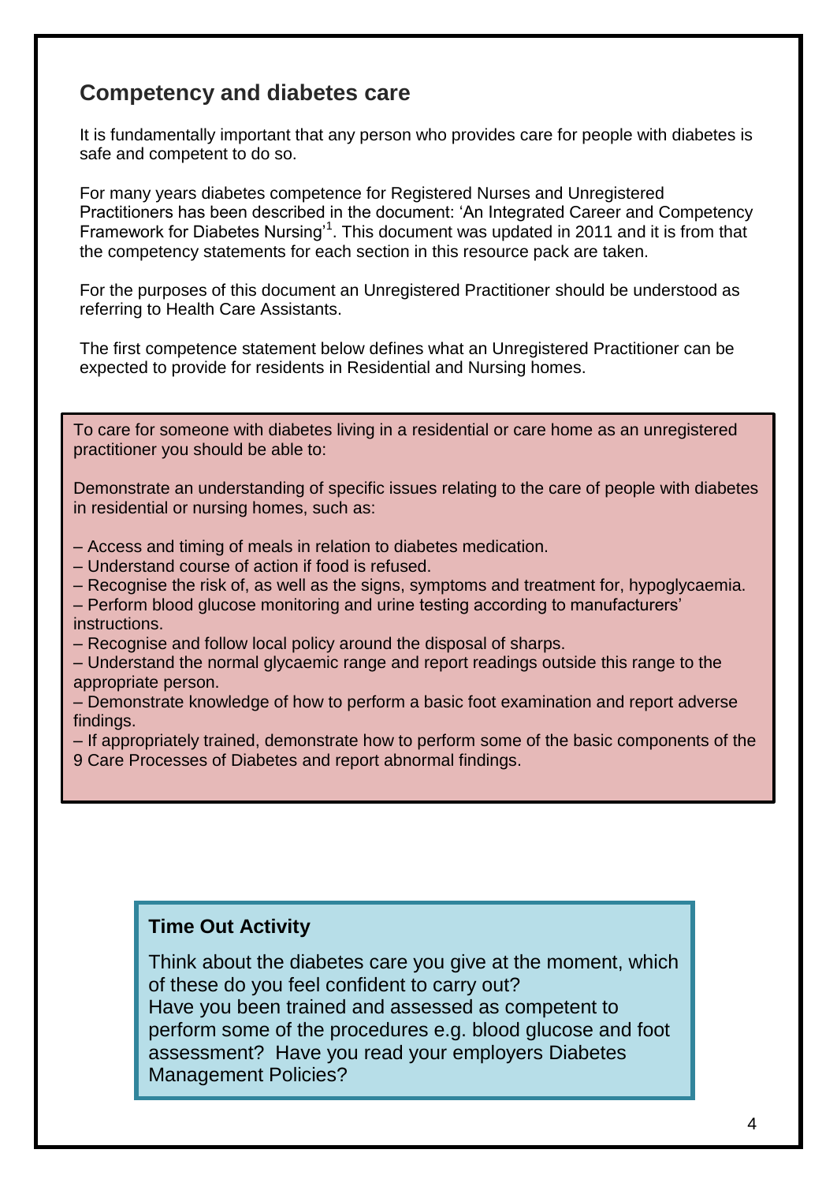## Competency and diabetes care

It is fundamentally important that any person who provides care for people with diabetes is safe and competent to do so.

For many years diabetes competence for Registered Nurses and Unregistered Practitioners has been described in the document: 'An Integrated Career and Competency Framework for Diabetes Nursing'[1]. This document was updated in 2011 and it is from that the competency statements for each section in this resource pack are taken.

For the purposes of this document an Unregistered Practitioner should be understood as referring to Health Care Assistants.

The first competence statement below defines what an Unregistered Practitioner can be expected to provide for residents in Residential and Nursing homes.

To care for someone with diabetes living in a residential or care home as an unregistered practitioner you should be able to:

Demonstrate an understanding of specific issues relating to the care of people with diabetes in residential or nursing homes, such as:

– Access and timing of meals in relation to diabetes medication.
– Understand course of action if food is refused.
– Recognise the risk of, as well as the signs, symptoms and treatment for, hypoglycaemia.
– Perform blood glucose monitoring and urine testing according to manufacturers' instructions.
– Recognise and follow local policy around the disposal of sharps.
– Understand the normal glycaemic range and report readings outside this range to the appropriate person.
– Demonstrate knowledge of how to perform a basic foot examination and report adverse findings.
– If appropriately trained, demonstrate how to perform some of the basic components of the 9 Care Processes of Diabetes and report abnormal findings.

### Time Out Activity

Think about the diabetes care you give at the moment, which of these do you feel confident to carry out?
Have you been trained and assessed as competent to perform some of the procedures e.g. blood glucose and foot assessment? Have you read your employers Diabetes Management Policies?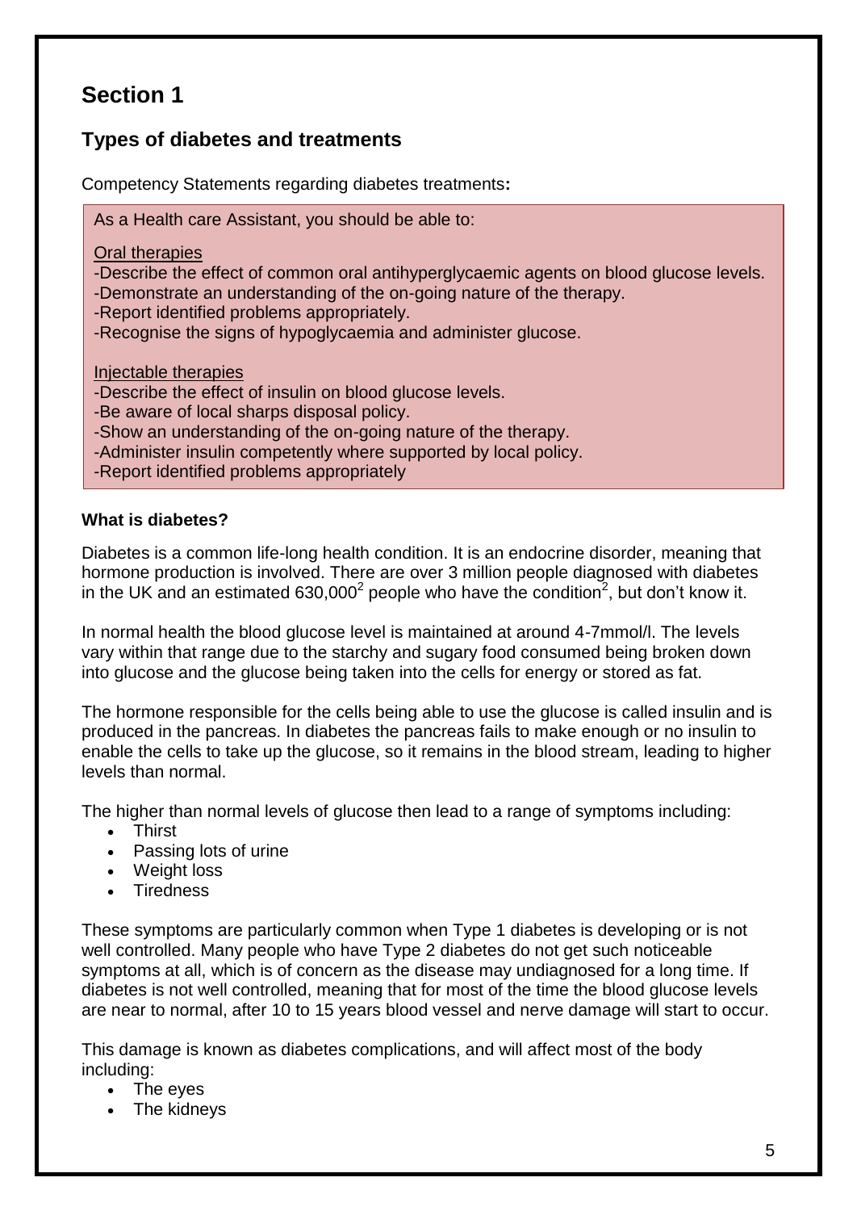# Section 1

## Types of diabetes and treatments

Competency Statements regarding diabetes treatments**:**

> As a Health care Assistant, you should be able to:
>
> Oral therapies
> -Describe the effect of common oral antihyperglycaemic agents on blood glucose levels.
> -Demonstrate an understanding of the on-going nature of the therapy.
> -Report identified problems appropriately.
> -Recognise the signs of hypoglycaemia and administer glucose.
>
> Injectable therapies
> -Describe the effect of insulin on blood glucose levels.
> -Be aware of local sharps disposal policy.
> -Show an understanding of the on-going nature of the therapy.
> -Administer insulin competently where supported by local policy.
> -Report identified problems appropriately

**What is diabetes?**

Diabetes is a common life-long health condition. It is an endocrine disorder, meaning that hormone production is involved. There are over 3 million people diagnosed with diabetes in the UK and an estimated 630,000[2] people who have the condition[2], but don't know it.

In normal health the blood glucose level is maintained at around 4-7mmol/l. The levels vary within that range due to the starchy and sugary food consumed being broken down into glucose and the glucose being taken into the cells for energy or stored as fat.

The hormone responsible for the cells being able to use the glucose is called insulin and is produced in the pancreas. In diabetes the pancreas fails to make enough or no insulin to enable the cells to take up the glucose, so it remains in the blood stream, leading to higher levels than normal.

The higher than normal levels of glucose then lead to a range of symptoms including:

- Thirst
- Passing lots of urine
- Weight loss
- Tiredness

These symptoms are particularly common when Type 1 diabetes is developing or is not well controlled. Many people who have Type 2 diabetes do not get such noticeable symptoms at all, which is of concern as the disease may undiagnosed for a long time. If diabetes is not well controlled, meaning that for most of the time the blood glucose levels are near to normal, after 10 to 15 years blood vessel and nerve damage will start to occur.

This damage is known as diabetes complications, and will affect most of the body including:

- The eyes
- The kidneys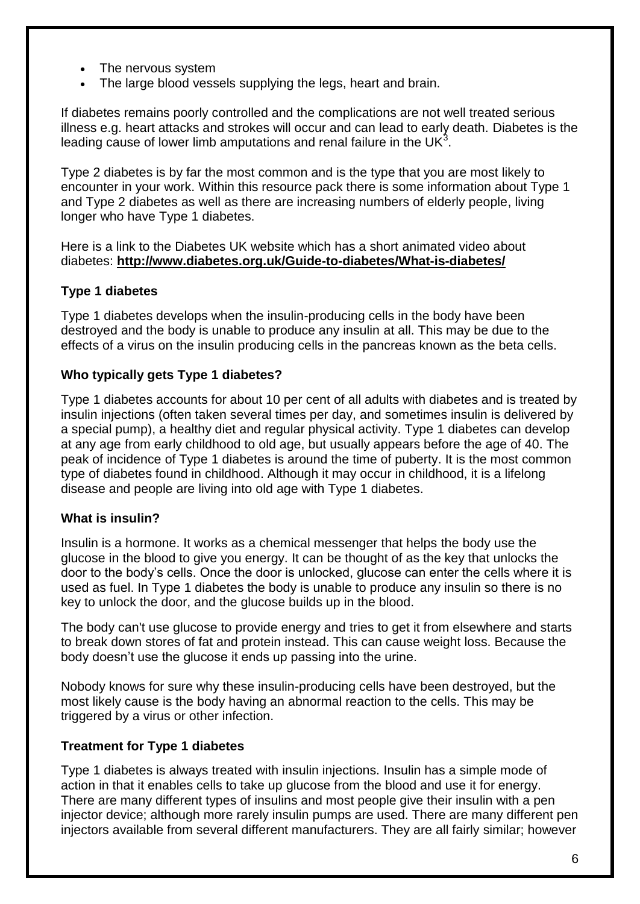- The nervous system
- The large blood vessels supplying the legs, heart and brain.

If diabetes remains poorly controlled and the complications are not well treated serious illness e.g. heart attacks and strokes will occur and can lead to early death. Diabetes is the leading cause of lower limb amputations and renal failure in the UK[3].

Type 2 diabetes is by far the most common and is the type that you are most likely to encounter in your work. Within this resource pack there is some information about Type 1 and Type 2 diabetes as well as there are increasing numbers of elderly people, living longer who have Type 1 diabetes.

Here is a link to the Diabetes UK website which has a short animated video about diabetes: **http://www.diabetes.org.uk/Guide-to-diabetes/What-is-diabetes/**

### Type 1 diabetes

Type 1 diabetes develops when the insulin-producing cells in the body have been destroyed and the body is unable to produce any insulin at all. This may be due to the effects of a virus on the insulin producing cells in the pancreas known as the beta cells.

### Who typically gets Type 1 diabetes?

Type 1 diabetes accounts for about 10 per cent of all adults with diabetes and is treated by insulin injections (often taken several times per day, and sometimes insulin is delivered by a special pump), a healthy diet and regular physical activity. Type 1 diabetes can develop at any age from early childhood to old age, but usually appears before the age of 40. The peak of incidence of Type 1 diabetes is around the time of puberty. It is the most common type of diabetes found in childhood. Although it may occur in childhood, it is a lifelong disease and people are living into old age with Type 1 diabetes.

### What is insulin?

Insulin is a hormone. It works as a chemical messenger that helps the body use the glucose in the blood to give you energy. It can be thought of as the key that unlocks the door to the body's cells. Once the door is unlocked, glucose can enter the cells where it is used as fuel. In Type 1 diabetes the body is unable to produce any insulin so there is no key to unlock the door, and the glucose builds up in the blood.

The body can't use glucose to provide energy and tries to get it from elsewhere and starts to break down stores of fat and protein instead. This can cause weight loss. Because the body doesn't use the glucose it ends up passing into the urine.

Nobody knows for sure why these insulin-producing cells have been destroyed, but the most likely cause is the body having an abnormal reaction to the cells. This may be triggered by a virus or other infection.

### Treatment for Type 1 diabetes

Type 1 diabetes is always treated with insulin injections. Insulin has a simple mode of action in that it enables cells to take up glucose from the blood and use it for energy. There are many different types of insulins and most people give their insulin with a pen injector device; although more rarely insulin pumps are used. There are many different pen injectors available from several different manufacturers. They are all fairly similar; however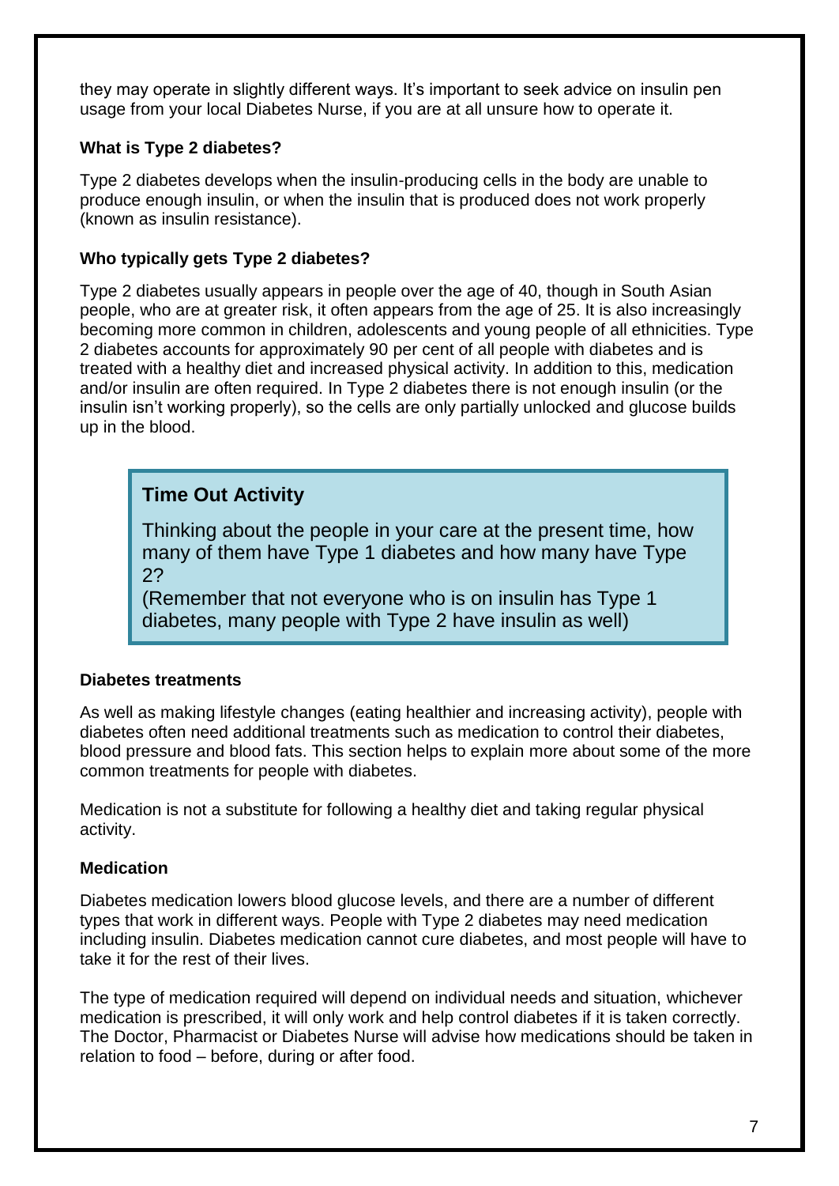they may operate in slightly different ways. It's important to seek advice on insulin pen usage from your local Diabetes Nurse, if you are at all unsure how to operate it.

### What is Type 2 diabetes?

Type 2 diabetes develops when the insulin-producing cells in the body are unable to produce enough insulin, or when the insulin that is produced does not work properly (known as insulin resistance).

### Who typically gets Type 2 diabetes?

Type 2 diabetes usually appears in people over the age of 40, though in South Asian people, who are at greater risk, it often appears from the age of 25. It is also increasingly becoming more common in children, adolescents and young people of all ethnicities. Type 2 diabetes accounts for approximately 90 per cent of all people with diabetes and is treated with a healthy diet and increased physical activity. In addition to this, medication and/or insulin are often required. In Type 2 diabetes there is not enough insulin (or the insulin isn't working properly), so the cells are only partially unlocked and glucose builds up in the blood.

> **Time Out Activity**
>
> Thinking about the people in your care at the present time, how many of them have Type 1 diabetes and how many have Type 2?
> (Remember that not everyone who is on insulin has Type 1 diabetes, many people with Type 2 have insulin as well)

### Diabetes treatments

As well as making lifestyle changes (eating healthier and increasing activity), people with diabetes often need additional treatments such as medication to control their diabetes, blood pressure and blood fats. This section helps to explain more about some of the more common treatments for people with diabetes.

Medication is not a substitute for following a healthy diet and taking regular physical activity.

### Medication

Diabetes medication lowers blood glucose levels, and there are a number of different types that work in different ways. People with Type 2 diabetes may need medication including insulin. Diabetes medication cannot cure diabetes, and most people will have to take it for the rest of their lives.

The type of medication required will depend on individual needs and situation, whichever medication is prescribed, it will only work and help control diabetes if it is taken correctly. The Doctor, Pharmacist or Diabetes Nurse will advise how medications should be taken in relation to food – before, during or after food.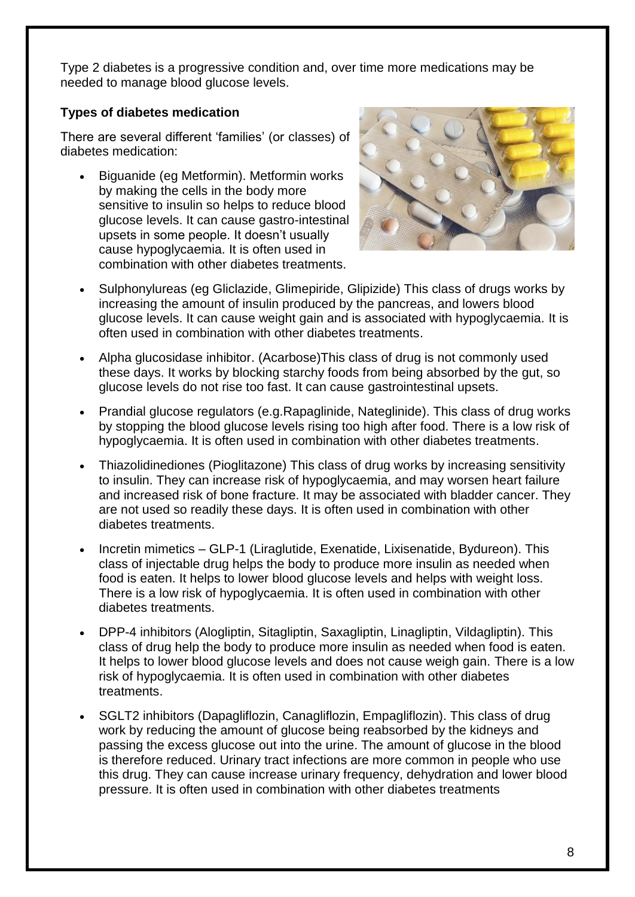Type 2 diabetes is a progressive condition and, over time more medications may be needed to manage blood glucose levels.

**Types of diabetes medication**

There are several different 'families' (or classes) of diabetes medication:

- Biguanide (eg Metformin). Metformin works by making the cells in the body more sensitive to insulin so helps to reduce blood glucose levels. It can cause gastro-intestinal upsets in some people. It doesn't usually cause hypoglycaemia. It is often used in combination with other diabetes treatments.
- Sulphonylureas (eg Gliclazide, Glimepiride, Glipizide) This class of drugs works by increasing the amount of insulin produced by the pancreas, and lowers blood glucose levels. It can cause weight gain and is associated with hypoglycaemia. It is often used in combination with other diabetes treatments.
- Alpha glucosidase inhibitor. (Acarbose)This class of drug is not commonly used these days. It works by blocking starchy foods from being absorbed by the gut, so glucose levels do not rise too fast. It can cause gastrointestinal upsets.
- Prandial glucose regulators (e.g.Rapaglinide, Nateglinide). This class of drug works by stopping the blood glucose levels rising too high after food. There is a low risk of hypoglycaemia. It is often used in combination with other diabetes treatments.
- Thiazolidinediones (Pioglitazone) This class of drug works by increasing sensitivity to insulin. They can increase risk of hypoglycaemia, and may worsen heart failure and increased risk of bone fracture. It may be associated with bladder cancer. They are not used so readily these days. It is often used in combination with other diabetes treatments.
- Incretin mimetics – GLP-1 (Liraglutide, Exenatide, Lixisenatide, Bydureon). This class of injectable drug helps the body to produce more insulin as needed when food is eaten. It helps to lower blood glucose levels and helps with weight loss. There is a low risk of hypoglycaemia. It is often used in combination with other diabetes treatments.
- DPP-4 inhibitors (Alogliptin, Sitagliptin, Saxagliptin, Linagliptin, Vildagliptin). This class of drug help the body to produce more insulin as needed when food is eaten. It helps to lower blood glucose levels and does not cause weigh gain. There is a low risk of hypoglycaemia. It is often used in combination with other diabetes treatments.
- SGLT2 inhibitors (Dapagliflozin, Canagliflozin, Empagliflozin). This class of drug work by reducing the amount of glucose being reabsorbed by the kidneys and passing the excess glucose out into the urine. The amount of glucose in the blood is therefore reduced. Urinary tract infections are more common in people who use this drug. They can cause increase urinary frequency, dehydration and lower blood pressure. It is often used in combination with other diabetes treatments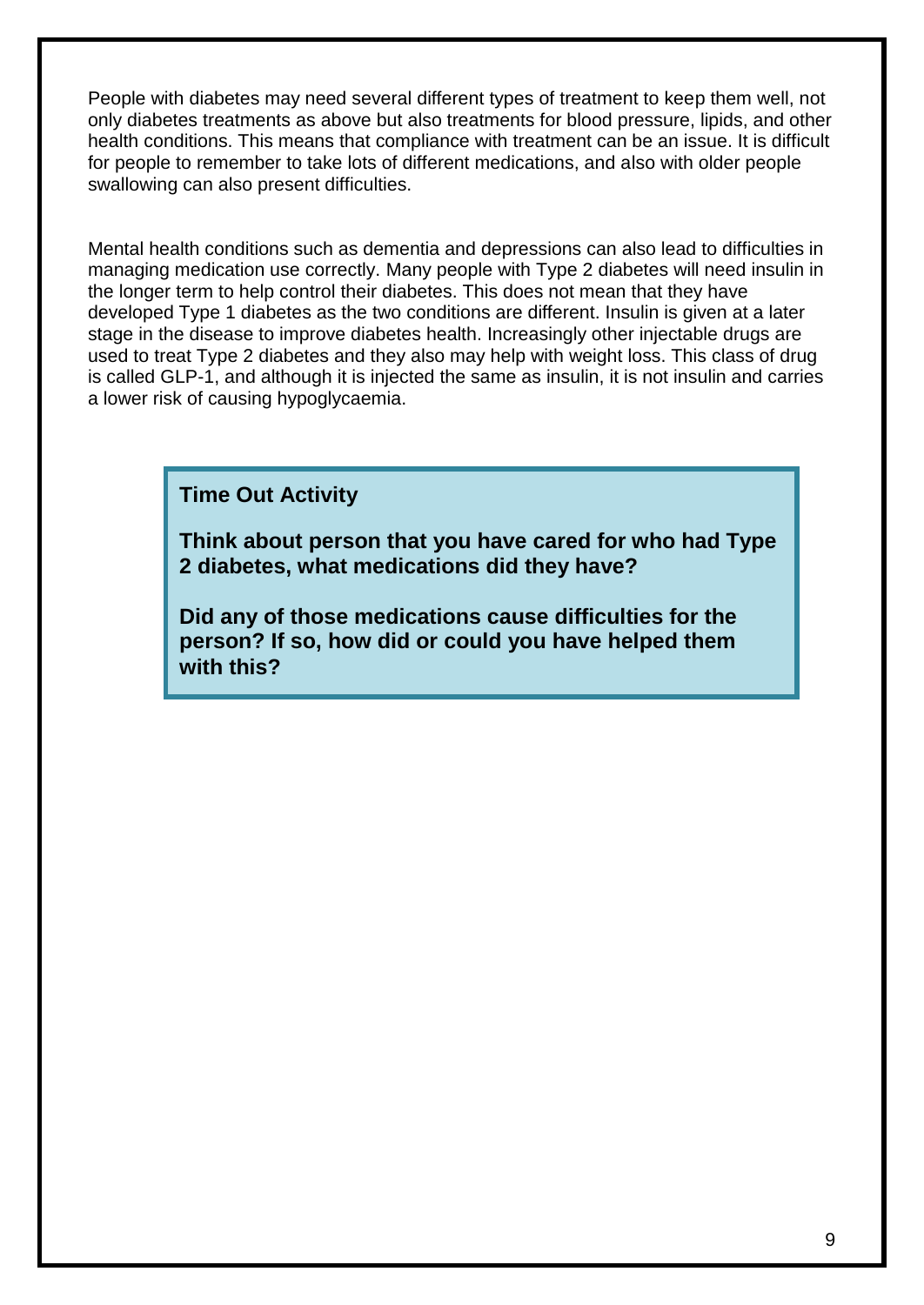People with diabetes may need several different types of treatment to keep them well, not only diabetes treatments as above but also treatments for blood pressure, lipids, and other health conditions. This means that compliance with treatment can be an issue. It is difficult for people to remember to take lots of different medications, and also with older people swallowing can also present difficulties.

Mental health conditions such as dementia and depressions can also lead to difficulties in managing medication use correctly. Many people with Type 2 diabetes will need insulin in the longer term to help control their diabetes. This does not mean that they have developed Type 1 diabetes as the two conditions are different. Insulin is given at a later stage in the disease to improve diabetes health. Increasingly other injectable drugs are used to treat Type 2 diabetes and they also may help with weight loss. This class of drug is called GLP-1, and although it is injected the same as insulin, it is not insulin and carries a lower risk of causing hypoglycaemia.

> **Time Out Activity**
>
> **Think about person that you have cared for who had Type 2 diabetes, what medications did they have?**
>
> **Did any of those medications cause difficulties for the person? If so, how did or could you have helped them with this?**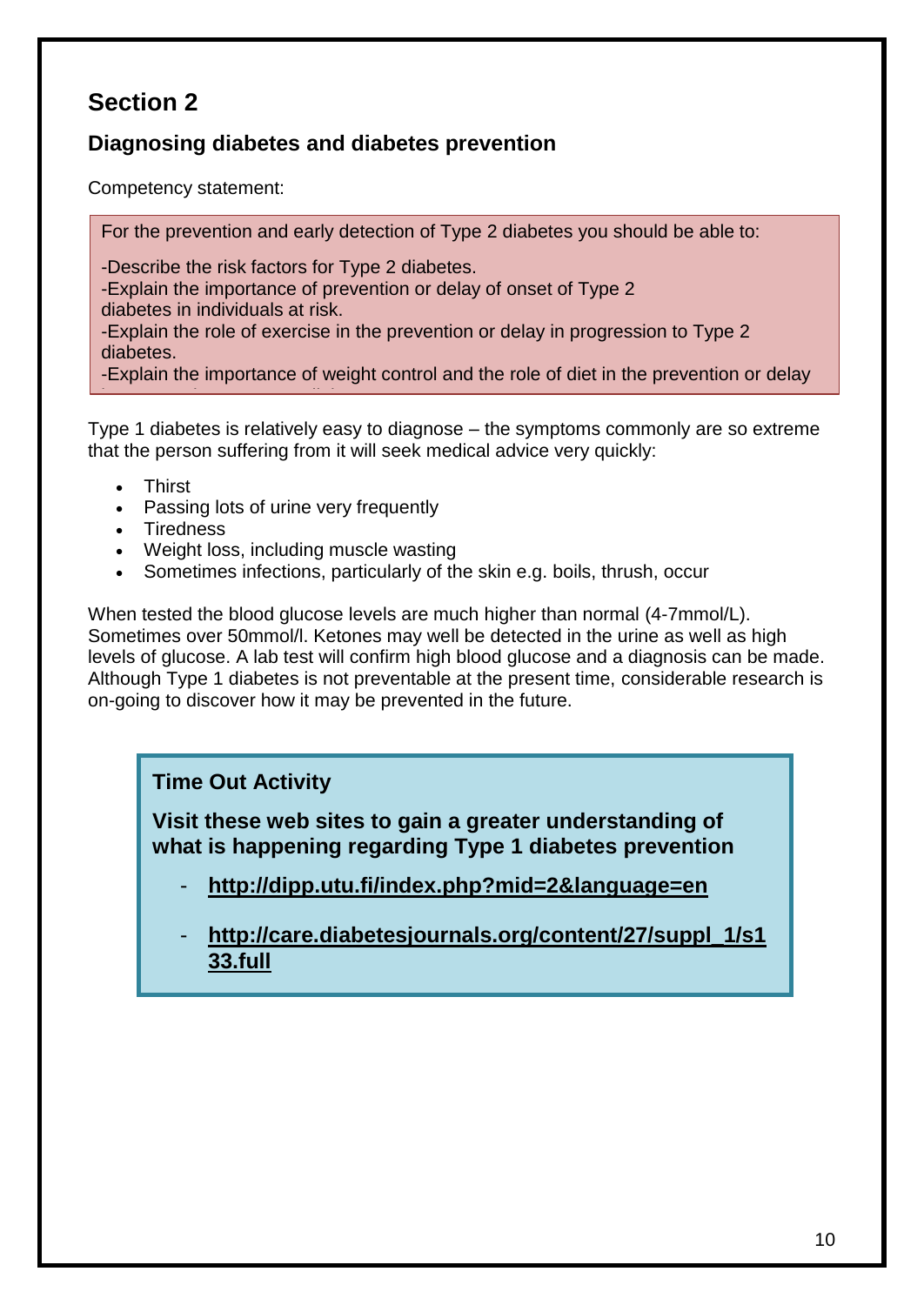## Section 2

### Diagnosing diabetes and diabetes prevention

Competency statement:

For the prevention and early detection of Type 2 diabetes you should be able to:

-Describe the risk factors for Type 2 diabetes.
-Explain the importance of prevention or delay of onset of Type 2 diabetes in individuals at risk.
-Explain the role of exercise in the prevention or delay in progression to Type 2 diabetes.
-Explain the importance of weight control and the role of diet in the prevention or delay

Type 1 diabetes is relatively easy to diagnose – the symptoms commonly are so extreme that the person suffering from it will seek medical advice very quickly:

- Thirst
- Passing lots of urine very frequently
- Tiredness
- Weight loss, including muscle wasting
- Sometimes infections, particularly of the skin e.g. boils, thrush, occur

When tested the blood glucose levels are much higher than normal (4-7mmol/L). Sometimes over 50mmol/l. Ketones may well be detected in the urine as well as high levels of glucose. A lab test will confirm high blood glucose and a diagnosis can be made. Although Type 1 diabetes is not preventable at the present time, considerable research is on-going to discover how it may be prevented in the future.

**Time Out Activity**

**Visit these web sites to gain a greater understanding of what is happening regarding Type 1 diabetes prevention**

- **http://dipp.utu.fi/index.php?mid=2&language=en**
- **http://care.diabetesjournals.org/content/27/suppl_1/s133.full**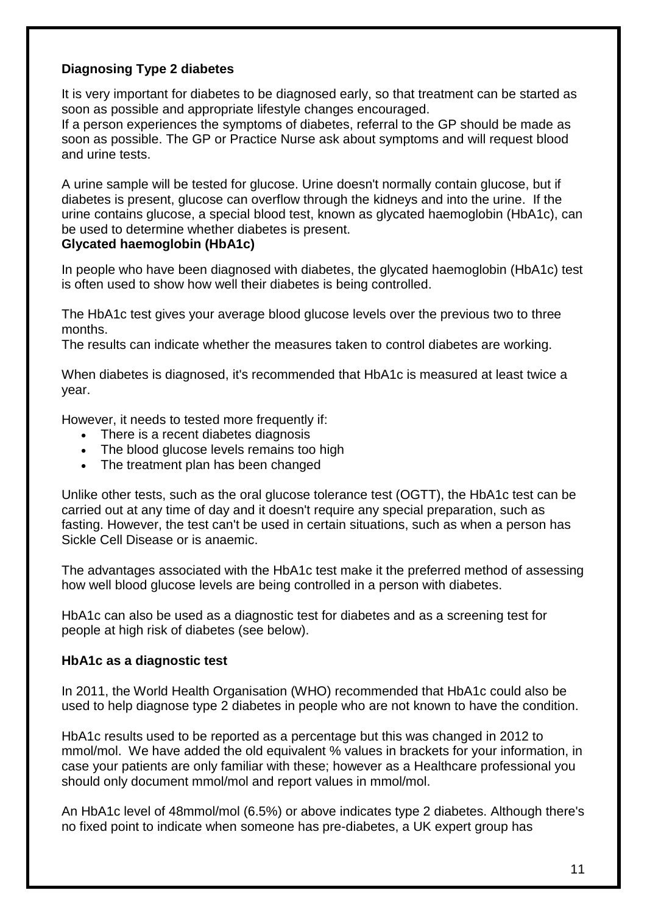**Diagnosing Type 2 diabetes**

It is very important for diabetes to be diagnosed early, so that treatment can be started as soon as possible and appropriate lifestyle changes encouraged.
If a person experiences the symptoms of diabetes, referral to the GP should be made as soon as possible. The GP or Practice Nurse ask about symptoms and will request blood and urine tests.

A urine sample will be tested for glucose. Urine doesn't normally contain glucose, but if diabetes is present, glucose can overflow through the kidneys and into the urine. If the urine contains glucose, a special blood test, known as glycated haemoglobin (HbA1c), can be used to determine whether diabetes is present.

**Glycated haemoglobin (HbA1c)**

In people who have been diagnosed with diabetes, the glycated haemoglobin (HbA1c) test is often used to show how well their diabetes is being controlled.

The HbA1c test gives your average blood glucose levels over the previous two to three months.
The results can indicate whether the measures taken to control diabetes are working.

When diabetes is diagnosed, it's recommended that HbA1c is measured at least twice a year.

However, it needs to tested more frequently if:

- There is a recent diabetes diagnosis
- The blood glucose levels remains too high
- The treatment plan has been changed

Unlike other tests, such as the oral glucose tolerance test (OGTT), the HbA1c test can be carried out at any time of day and it doesn't require any special preparation, such as fasting. However, the test can't be used in certain situations, such as when a person has Sickle Cell Disease or is anaemic.

The advantages associated with the HbA1c test make it the preferred method of assessing how well blood glucose levels are being controlled in a person with diabetes.

HbA1c can also be used as a diagnostic test for diabetes and as a screening test for people at high risk of diabetes (see below).

**HbA1c as a diagnostic test**

In 2011, the World Health Organisation (WHO) recommended that HbA1c could also be used to help diagnose type 2 diabetes in people who are not known to have the condition.

HbA1c results used to be reported as a percentage but this was changed in 2012 to mmol/mol. We have added the old equivalent % values in brackets for your information, in case your patients are only familiar with these; however as a Healthcare professional you should only document mmol/mol and report values in mmol/mol.

An HbA1c level of 48mmol/mol (6.5%) or above indicates type 2 diabetes. Although there's no fixed point to indicate when someone has pre-diabetes, a UK expert group has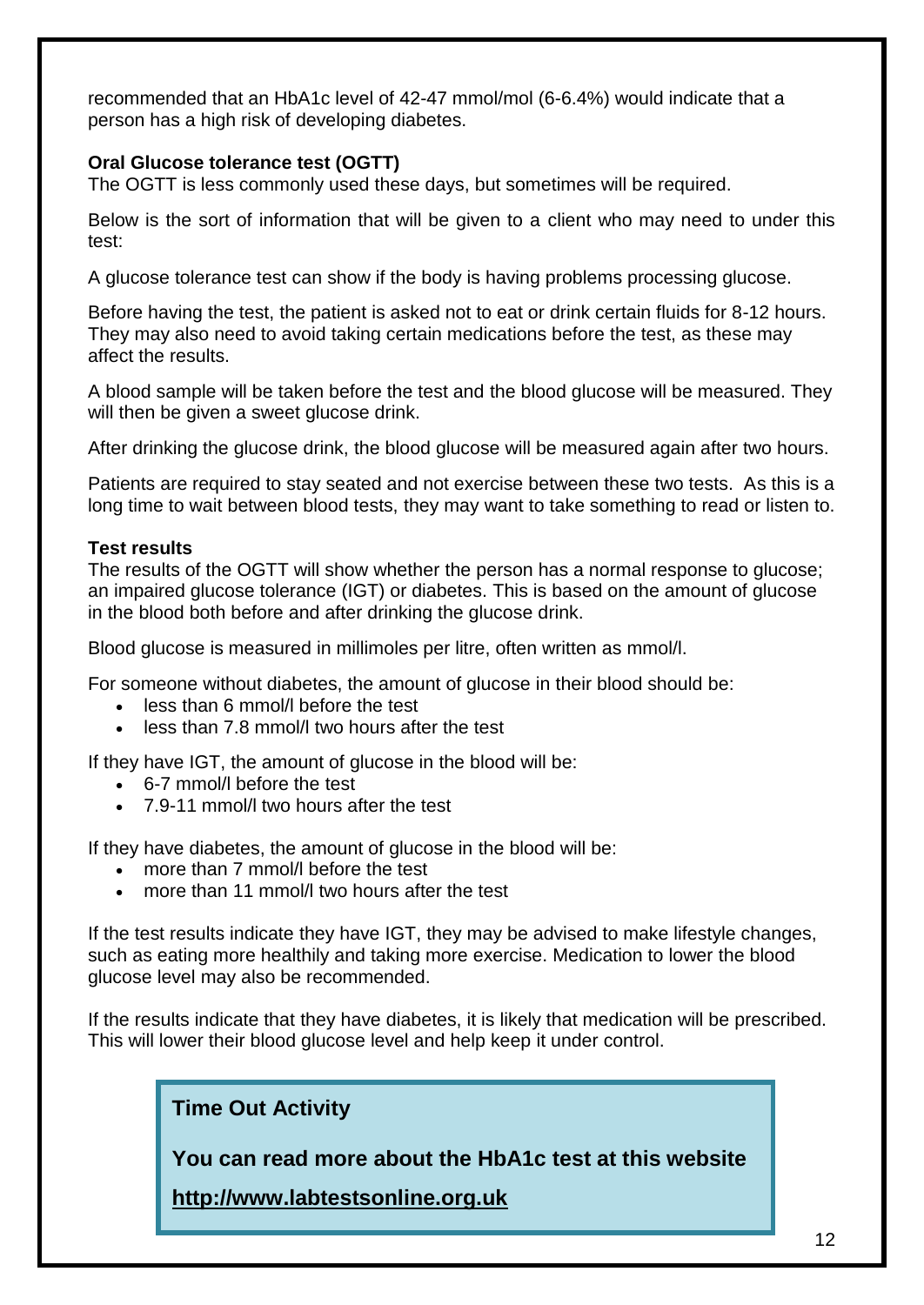recommended that an HbA1c level of 42-47 mmol/mol (6-6.4%) would indicate that a person has a high risk of developing diabetes.

**Oral Glucose tolerance test (OGTT)**

The OGTT is less commonly used these days, but sometimes will be required.

Below is the sort of information that will be given to a client who may need to under this test:

A glucose tolerance test can show if the body is having problems processing glucose.

Before having the test, the patient is asked not to eat or drink certain fluids for 8-12 hours. They may also need to avoid taking certain medications before the test, as these may affect the results.

A blood sample will be taken before the test and the blood glucose will be measured. They will then be given a sweet glucose drink.

After drinking the glucose drink, the blood glucose will be measured again after two hours.

Patients are required to stay seated and not exercise between these two tests. As this is a long time to wait between blood tests, they may want to take something to read or listen to.

**Test results**

The results of the OGTT will show whether the person has a normal response to glucose; an impaired glucose tolerance (IGT) or diabetes. This is based on the amount of glucose in the blood both before and after drinking the glucose drink.

Blood glucose is measured in millimoles per litre, often written as mmol/l.

For someone without diabetes, the amount of glucose in their blood should be:

- less than 6 mmol/l before the test
- less than 7.8 mmol/l two hours after the test

If they have IGT, the amount of glucose in the blood will be:

- 6-7 mmol/l before the test
- 7.9-11 mmol/l two hours after the test

If they have diabetes, the amount of glucose in the blood will be:

- more than 7 mmol/l before the test
- more than 11 mmol/l two hours after the test

If the test results indicate they have IGT, they may be advised to make lifestyle changes, such as eating more healthily and taking more exercise. Medication to lower the blood glucose level may also be recommended.

If the results indicate that they have diabetes, it is likely that medication will be prescribed. This will lower their blood glucose level and help keep it under control.

**Time Out Activity**

**You can read more about the HbA1c test at this website**

**http://www.labtestsonline.org.uk**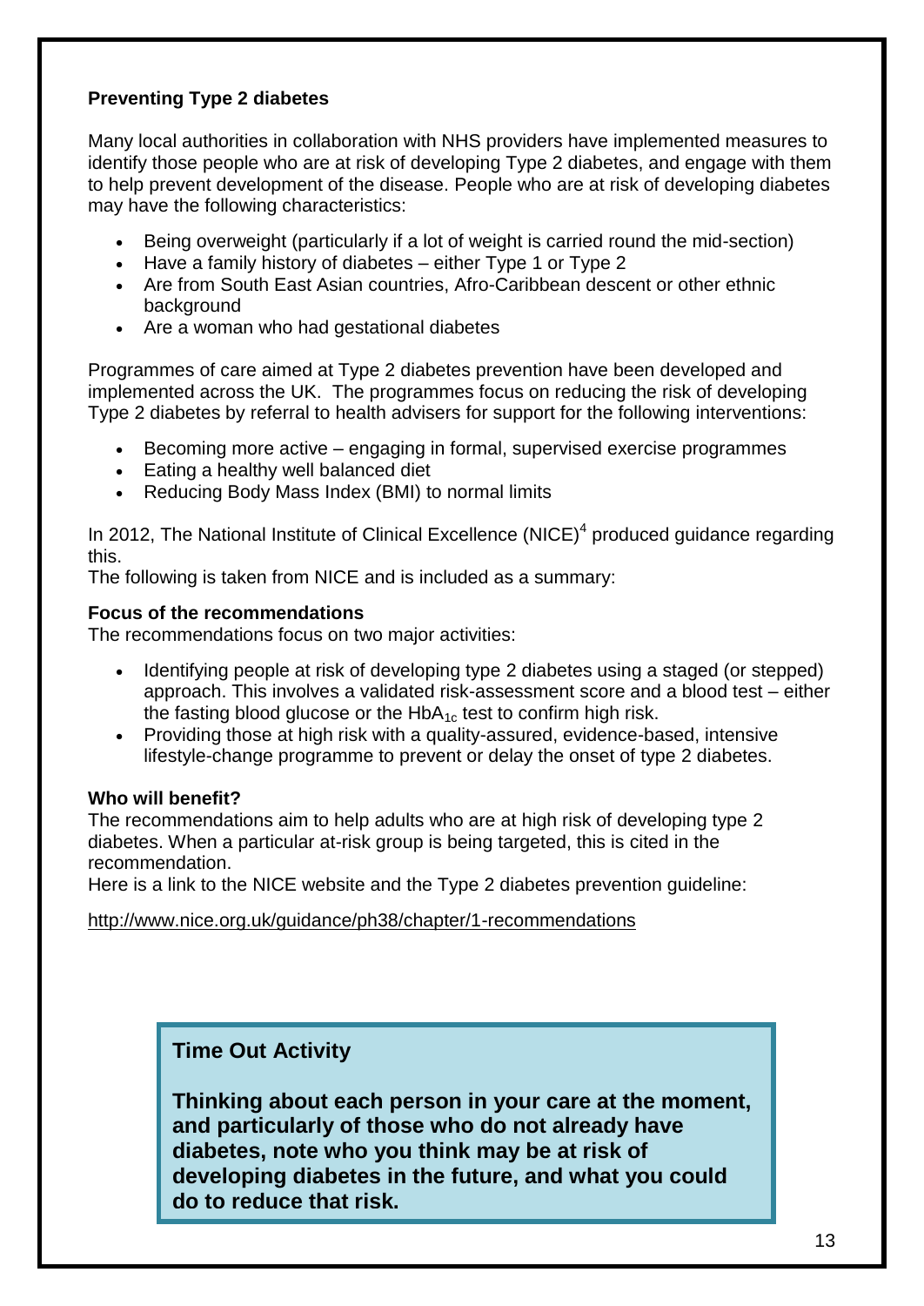**Preventing Type 2 diabetes**

Many local authorities in collaboration with NHS providers have implemented measures to identify those people who are at risk of developing Type 2 diabetes, and engage with them to help prevent development of the disease. People who are at risk of developing diabetes may have the following characteristics:

- Being overweight (particularly if a lot of weight is carried round the mid-section)
- Have a family history of diabetes – either Type 1 or Type 2
- Are from South East Asian countries, Afro-Caribbean descent or other ethnic background
- Are a woman who had gestational diabetes

Programmes of care aimed at Type 2 diabetes prevention have been developed and implemented across the UK. The programmes focus on reducing the risk of developing Type 2 diabetes by referral to health advisers for support for the following interventions:

- Becoming more active – engaging in formal, supervised exercise programmes
- Eating a healthy well balanced diet
- Reducing Body Mass Index (BMI) to normal limits

In 2012, The National Institute of Clinical Excellence (NICE)[4] produced guidance regarding this.
The following is taken from NICE and is included as a summary:

**Focus of the recommendations**
The recommendations focus on two major activities:

- Identifying people at risk of developing type 2 diabetes using a staged (or stepped) approach. This involves a validated risk-assessment score and a blood test – either the fasting blood glucose or the $HbA_{1c}$ test to confirm high risk.
- Providing those at high risk with a quality-assured, evidence-based, intensive lifestyle-change programme to prevent or delay the onset of type 2 diabetes.

**Who will benefit?**
The recommendations aim to help adults who are at high risk of developing type 2 diabetes. When a particular at-risk group is being targeted, this is cited in the recommendation.
Here is a link to the NICE website and the Type 2 diabetes prevention guideline:

http://www.nice.org.uk/guidance/ph38/chapter/1-recommendations

**Time Out Activity**

**Thinking about each person in your care at the moment, and particularly of those who do not already have diabetes, note who you think may be at risk of developing diabetes in the future, and what you could do to reduce that risk.**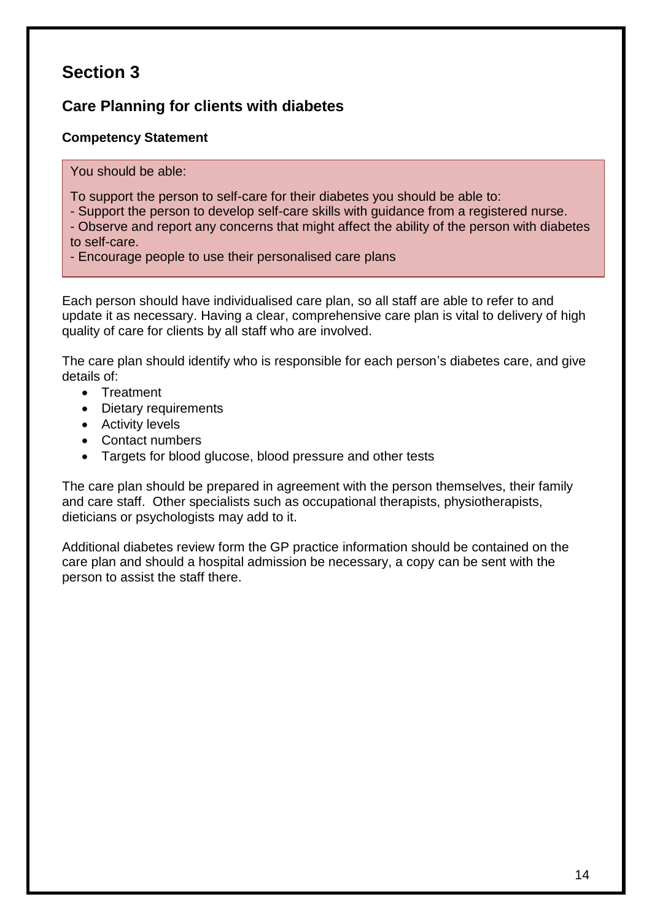# Section 3

## Care Planning for clients with diabetes

### Competency Statement

You should be able:

To support the person to self-care for their diabetes you should be able to:
- Support the person to develop self-care skills with guidance from a registered nurse.
- Observe and report any concerns that might affect the ability of the person with diabetes to self-care.
- Encourage people to use their personalised care plans

Each person should have individualised care plan, so all staff are able to refer to and update it as necessary. Having a clear, comprehensive care plan is vital to delivery of high quality of care for clients by all staff who are involved.

The care plan should identify who is responsible for each person's diabetes care, and give details of:

- Treatment
- Dietary requirements
- Activity levels
- Contact numbers
- Targets for blood glucose, blood pressure and other tests

The care plan should be prepared in agreement with the person themselves, their family and care staff. Other specialists such as occupational therapists, physiotherapists, dieticians or psychologists may add to it.

Additional diabetes review form the GP practice information should be contained on the care plan and should a hospital admission be necessary, a copy can be sent with the person to assist the staff there.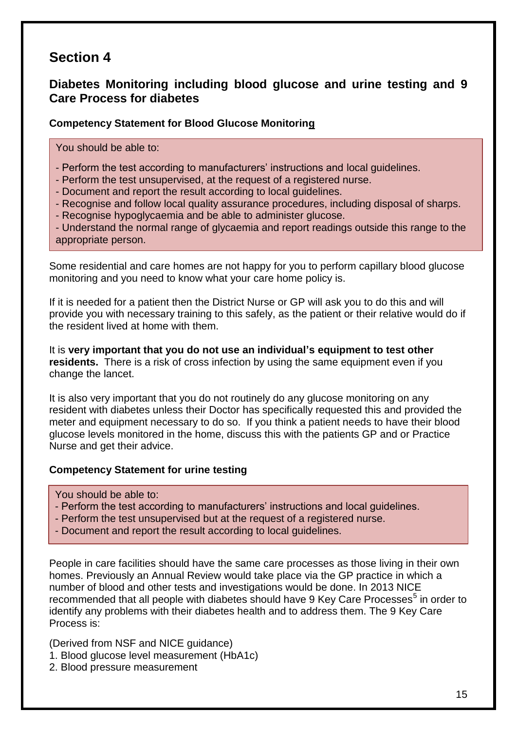# Section 4

## Diabetes Monitoring including blood glucose and urine testing and 9 Care Process for diabetes

### Competency Statement for Blood Glucose Monitoring

You should be able to:

- Perform the test according to manufacturers' instructions and local guidelines.
- Perform the test unsupervised, at the request of a registered nurse.
- Document and report the result according to local guidelines.
- Recognise and follow local quality assurance procedures, including disposal of sharps.
- Recognise hypoglycaemia and be able to administer glucose.
- Understand the normal range of glycaemia and report readings outside this range to the appropriate person.

Some residential and care homes are not happy for you to perform capillary blood glucose monitoring and you need to know what your care home policy is.

If it is needed for a patient then the District Nurse or GP will ask you to do this and will provide you with necessary training to this safely, as the patient or their relative would do if the resident lived at home with them.

It is **very important that you do not use an individual's equipment to test other residents.** There is a risk of cross infection by using the same equipment even if you change the lancet.

It is also very important that you do not routinely do any glucose monitoring on any resident with diabetes unless their Doctor has specifically requested this and provided the meter and equipment necessary to do so. If you think a patient needs to have their blood glucose levels monitored in the home, discuss this with the patients GP and or Practice Nurse and get their advice.

### Competency Statement for urine testing

You should be able to:

- Perform the test according to manufacturers' instructions and local guidelines.
- Perform the test unsupervised but at the request of a registered nurse.
- Document and report the result according to local guidelines.

People in care facilities should have the same care processes as those living in their own homes. Previously an Annual Review would take place via the GP practice in which a number of blood and other tests and investigations would be done. In 2013 NICE recommended that all people with diabetes should have 9 Key Care Processes[5] in order to identify any problems with their diabetes health and to address them. The 9 Key Care Process is:

(Derived from NSF and NICE guidance)

1. Blood glucose level measurement (HbA1c)
2. Blood pressure measurement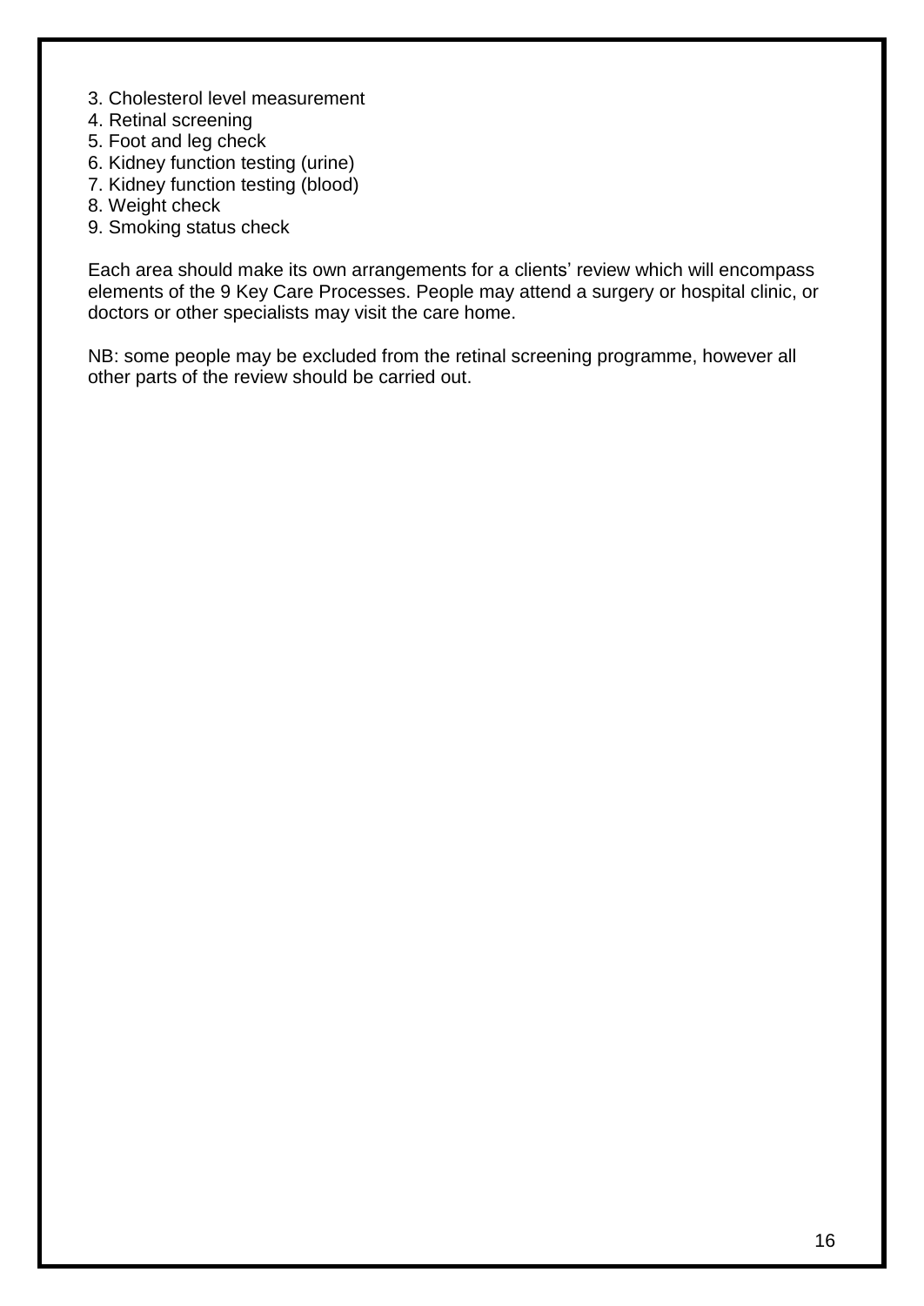3. Cholesterol level measurement
4. Retinal screening
5. Foot and leg check
6. Kidney function testing (urine)
7. Kidney function testing (blood)
8. Weight check
9. Smoking status check

Each area should make its own arrangements for a clients' review which will encompass elements of the 9 Key Care Processes. People may attend a surgery or hospital clinic, or doctors or other specialists may visit the care home.

NB: some people may be excluded from the retinal screening programme, however all other parts of the review should be carried out.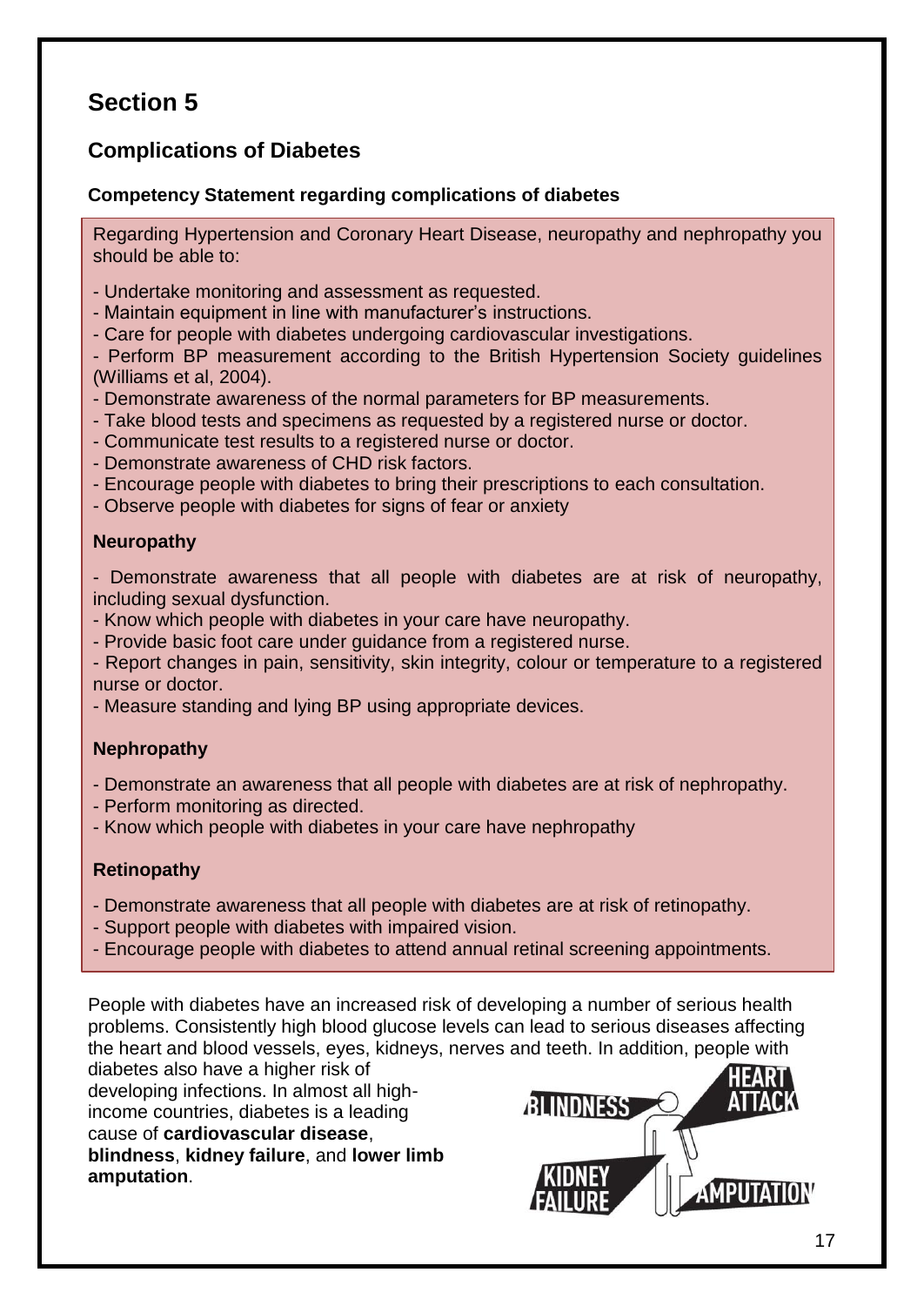# Section 5

## Complications of Diabetes

### Competency Statement regarding complications of diabetes

Regarding Hypertension and Coronary Heart Disease, neuropathy and nephropathy you should be able to:

- Undertake monitoring and assessment as requested.
- Maintain equipment in line with manufacturer's instructions.
- Care for people with diabetes undergoing cardiovascular investigations.
- Perform BP measurement according to the British Hypertension Society guidelines (Williams et al, 2004).
- Demonstrate awareness of the normal parameters for BP measurements.
- Take blood tests and specimens as requested by a registered nurse or doctor.
- Communicate test results to a registered nurse or doctor.
- Demonstrate awareness of CHD risk factors.
- Encourage people with diabetes to bring their prescriptions to each consultation.
- Observe people with diabetes for signs of fear or anxiety

**Neuropathy**

- Demonstrate awareness that all people with diabetes are at risk of neuropathy, including sexual dysfunction.
- Know which people with diabetes in your care have neuropathy.
- Provide basic foot care under guidance from a registered nurse.
- Report changes in pain, sensitivity, skin integrity, colour or temperature to a registered nurse or doctor.
- Measure standing and lying BP using appropriate devices.

**Nephropathy**

- Demonstrate an awareness that all people with diabetes are at risk of nephropathy.
- Perform monitoring as directed.
- Know which people with diabetes in your care have nephropathy

**Retinopathy**

- Demonstrate awareness that all people with diabetes are at risk of retinopathy.
- Support people with diabetes with impaired vision.
- Encourage people with diabetes to attend annual retinal screening appointments.

People with diabetes have an increased risk of developing a number of serious health problems. Consistently high blood glucose levels can lead to serious diseases affecting the heart and blood vessels, eyes, kidneys, nerves and teeth. In addition, people with diabetes also have a higher risk of developing infections. In almost all high-income countries, diabetes is a leading cause of **cardiovascular disease**, **blindness**, **kidney failure**, and **lower limb amputation**.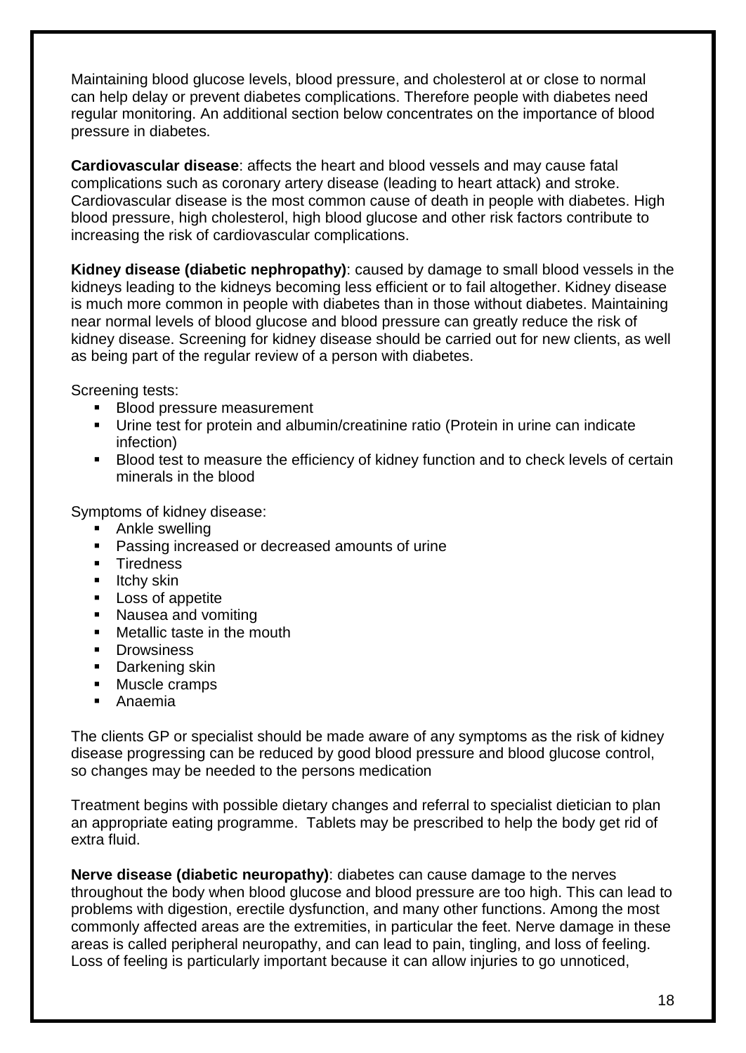Maintaining blood glucose levels, blood pressure, and cholesterol at or close to normal can help delay or prevent diabetes complications. Therefore people with diabetes need regular monitoring. An additional section below concentrates on the importance of blood pressure in diabetes.

**Cardiovascular disease**: affects the heart and blood vessels and may cause fatal complications such as coronary artery disease (leading to heart attack) and stroke. Cardiovascular disease is the most common cause of death in people with diabetes. High blood pressure, high cholesterol, high blood glucose and other risk factors contribute to increasing the risk of cardiovascular complications.

**Kidney disease (diabetic nephropathy)**: caused by damage to small blood vessels in the kidneys leading to the kidneys becoming less efficient or to fail altogether. Kidney disease is much more common in people with diabetes than in those without diabetes. Maintaining near normal levels of blood glucose and blood pressure can greatly reduce the risk of kidney disease. Screening for kidney disease should be carried out for new clients, as well as being part of the regular review of a person with diabetes.

Screening tests:

- Blood pressure measurement
- Urine test for protein and albumin/creatinine ratio (Protein in urine can indicate infection)
- Blood test to measure the efficiency of kidney function and to check levels of certain minerals in the blood

Symptoms of kidney disease:

- Ankle swelling
- Passing increased or decreased amounts of urine
- Tiredness
- Itchy skin
- Loss of appetite
- Nausea and vomiting
- Metallic taste in the mouth
- Drowsiness
- Darkening skin
- Muscle cramps
- Anaemia

The clients GP or specialist should be made aware of any symptoms as the risk of kidney disease progressing can be reduced by good blood pressure and blood glucose control, so changes may be needed to the persons medication

Treatment begins with possible dietary changes and referral to specialist dietician to plan an appropriate eating programme. Tablets may be prescribed to help the body get rid of extra fluid.

**Nerve disease (diabetic neuropathy)**: diabetes can cause damage to the nerves throughout the body when blood glucose and blood pressure are too high. This can lead to problems with digestion, erectile dysfunction, and many other functions. Among the most commonly affected areas are the extremities, in particular the feet. Nerve damage in these areas is called peripheral neuropathy, and can lead to pain, tingling, and loss of feeling. Loss of feeling is particularly important because it can allow injuries to go unnoticed,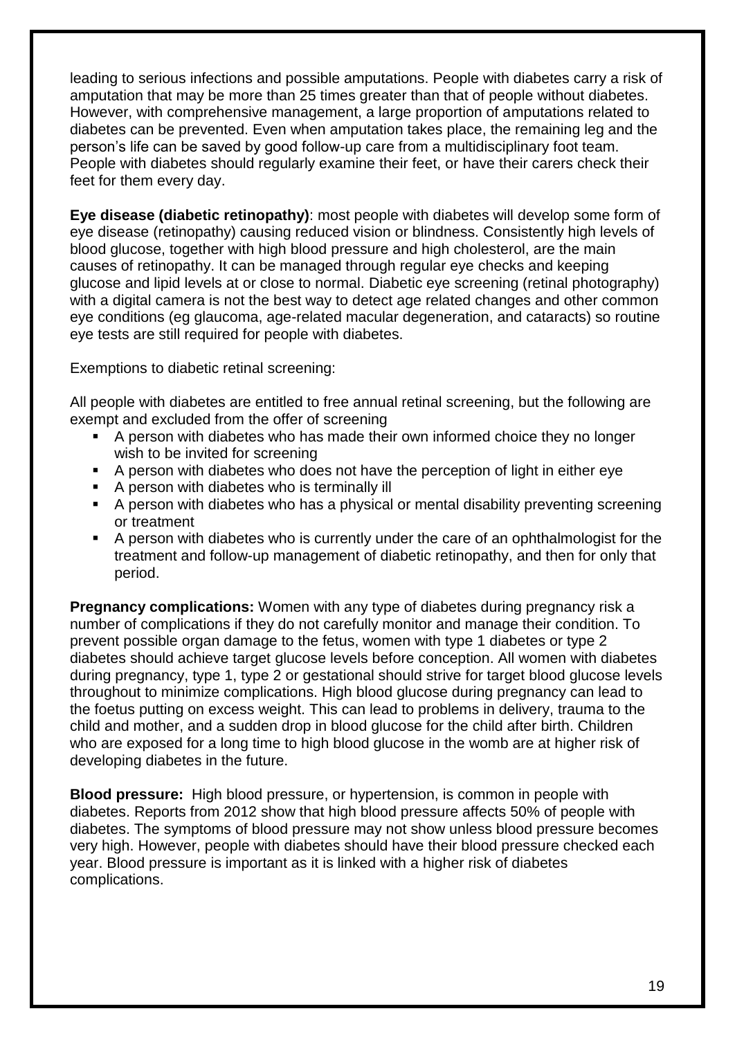leading to serious infections and possible amputations. People with diabetes carry a risk of amputation that may be more than 25 times greater than that of people without diabetes. However, with comprehensive management, a large proportion of amputations related to diabetes can be prevented. Even when amputation takes place, the remaining leg and the person's life can be saved by good follow-up care from a multidisciplinary foot team. People with diabetes should regularly examine their feet, or have their carers check their feet for them every day.

**Eye disease (diabetic retinopathy)**: most people with diabetes will develop some form of eye disease (retinopathy) causing reduced vision or blindness. Consistently high levels of blood glucose, together with high blood pressure and high cholesterol, are the main causes of retinopathy. It can be managed through regular eye checks and keeping glucose and lipid levels at or close to normal. Diabetic eye screening (retinal photography) with a digital camera is not the best way to detect age related changes and other common eye conditions (eg glaucoma, age-related macular degeneration, and cataracts) so routine eye tests are still required for people with diabetes.

Exemptions to diabetic retinal screening:

All people with diabetes are entitled to free annual retinal screening, but the following are exempt and excluded from the offer of screening

- A person with diabetes who has made their own informed choice they no longer wish to be invited for screening
- A person with diabetes who does not have the perception of light in either eye
- A person with diabetes who is terminally ill
- A person with diabetes who has a physical or mental disability preventing screening or treatment
- A person with diabetes who is currently under the care of an ophthalmologist for the treatment and follow-up management of diabetic retinopathy, and then for only that period.

**Pregnancy complications:** Women with any type of diabetes during pregnancy risk a number of complications if they do not carefully monitor and manage their condition. To prevent possible organ damage to the fetus, women with type 1 diabetes or type 2 diabetes should achieve target glucose levels before conception. All women with diabetes during pregnancy, type 1, type 2 or gestational should strive for target blood glucose levels throughout to minimize complications. High blood glucose during pregnancy can lead to the foetus putting on excess weight. This can lead to problems in delivery, trauma to the child and mother, and a sudden drop in blood glucose for the child after birth. Children who are exposed for a long time to high blood glucose in the womb are at higher risk of developing diabetes in the future.

**Blood pressure:** High blood pressure, or hypertension, is common in people with diabetes. Reports from 2012 show that high blood pressure affects 50% of people with diabetes. The symptoms of blood pressure may not show unless blood pressure becomes very high. However, people with diabetes should have their blood pressure checked each year. Blood pressure is important as it is linked with a higher risk of diabetes complications.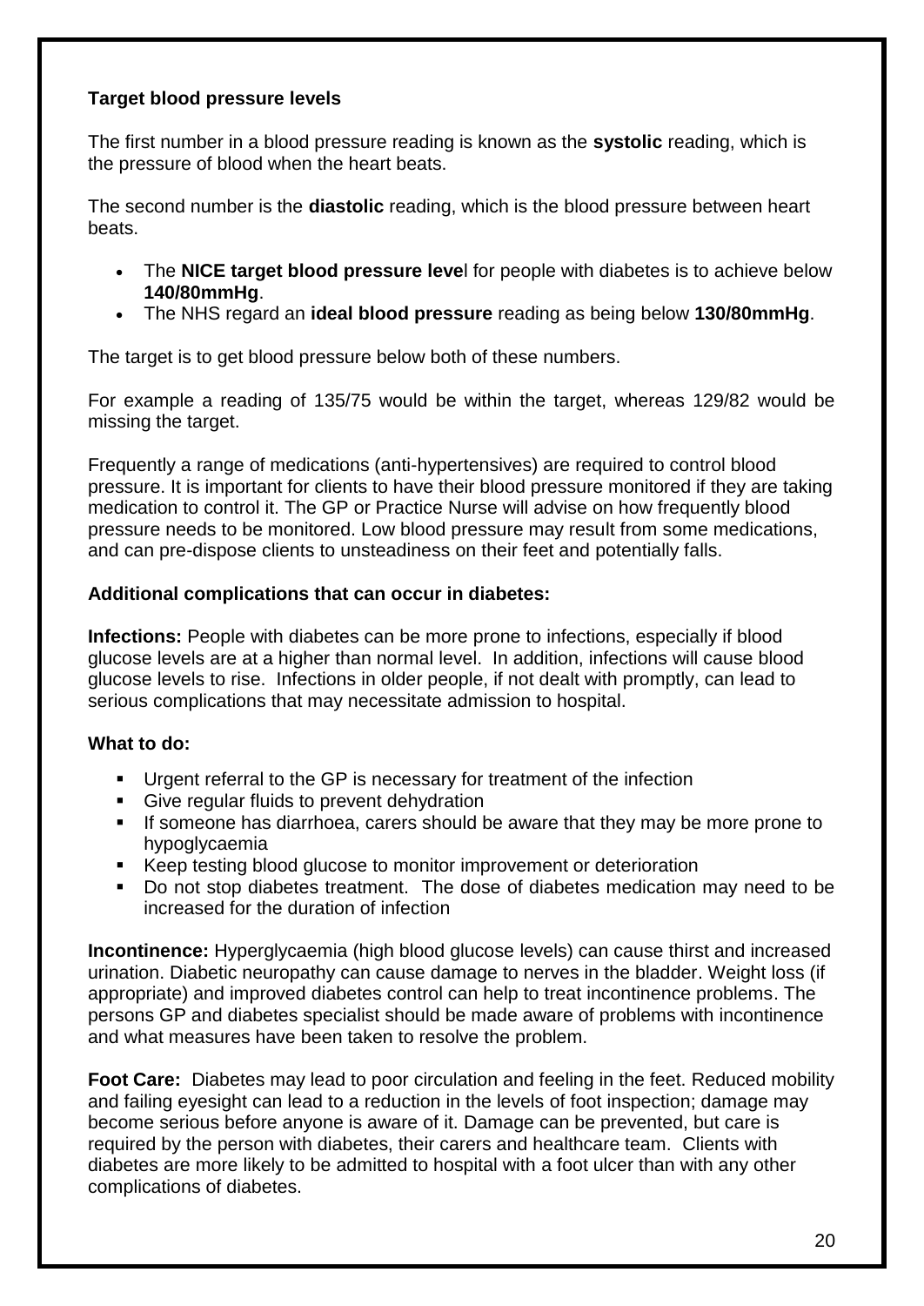**Target blood pressure levels**

The first number in a blood pressure reading is known as the **systolic** reading, which is the pressure of blood when the heart beats.

The second number is the **diastolic** reading, which is the blood pressure between heart beats.

- The **NICE target blood pressure leve**l for people with diabetes is to achieve below **140/80mmHg**.
- The NHS regard an **ideal blood pressure** reading as being below **130/80mmHg**.

The target is to get blood pressure below both of these numbers.

For example a reading of 135/75 would be within the target, whereas 129/82 would be missing the target.

Frequently a range of medications (anti-hypertensives) are required to control blood pressure. It is important for clients to have their blood pressure monitored if they are taking medication to control it. The GP or Practice Nurse will advise on how frequently blood pressure needs to be monitored. Low blood pressure may result from some medications, and can pre-dispose clients to unsteadiness on their feet and potentially falls.

**Additional complications that can occur in diabetes:**

**Infections:** People with diabetes can be more prone to infections, especially if blood glucose levels are at a higher than normal level. In addition, infections will cause blood glucose levels to rise. Infections in older people, if not dealt with promptly, can lead to serious complications that may necessitate admission to hospital.

**What to do:**

- Urgent referral to the GP is necessary for treatment of the infection
- Give regular fluids to prevent dehydration
- If someone has diarrhoea, carers should be aware that they may be more prone to hypoglycaemia
- Keep testing blood glucose to monitor improvement or deterioration
- Do not stop diabetes treatment. The dose of diabetes medication may need to be increased for the duration of infection

**Incontinence:** Hyperglycaemia (high blood glucose levels) can cause thirst and increased urination. Diabetic neuropathy can cause damage to nerves in the bladder. Weight loss (if appropriate) and improved diabetes control can help to treat incontinence problems. The persons GP and diabetes specialist should be made aware of problems with incontinence and what measures have been taken to resolve the problem.

**Foot Care:** Diabetes may lead to poor circulation and feeling in the feet. Reduced mobility and failing eyesight can lead to a reduction in the levels of foot inspection; damage may become serious before anyone is aware of it. Damage can be prevented, but care is required by the person with diabetes, their carers and healthcare team. Clients with diabetes are more likely to be admitted to hospital with a foot ulcer than with any other complications of diabetes.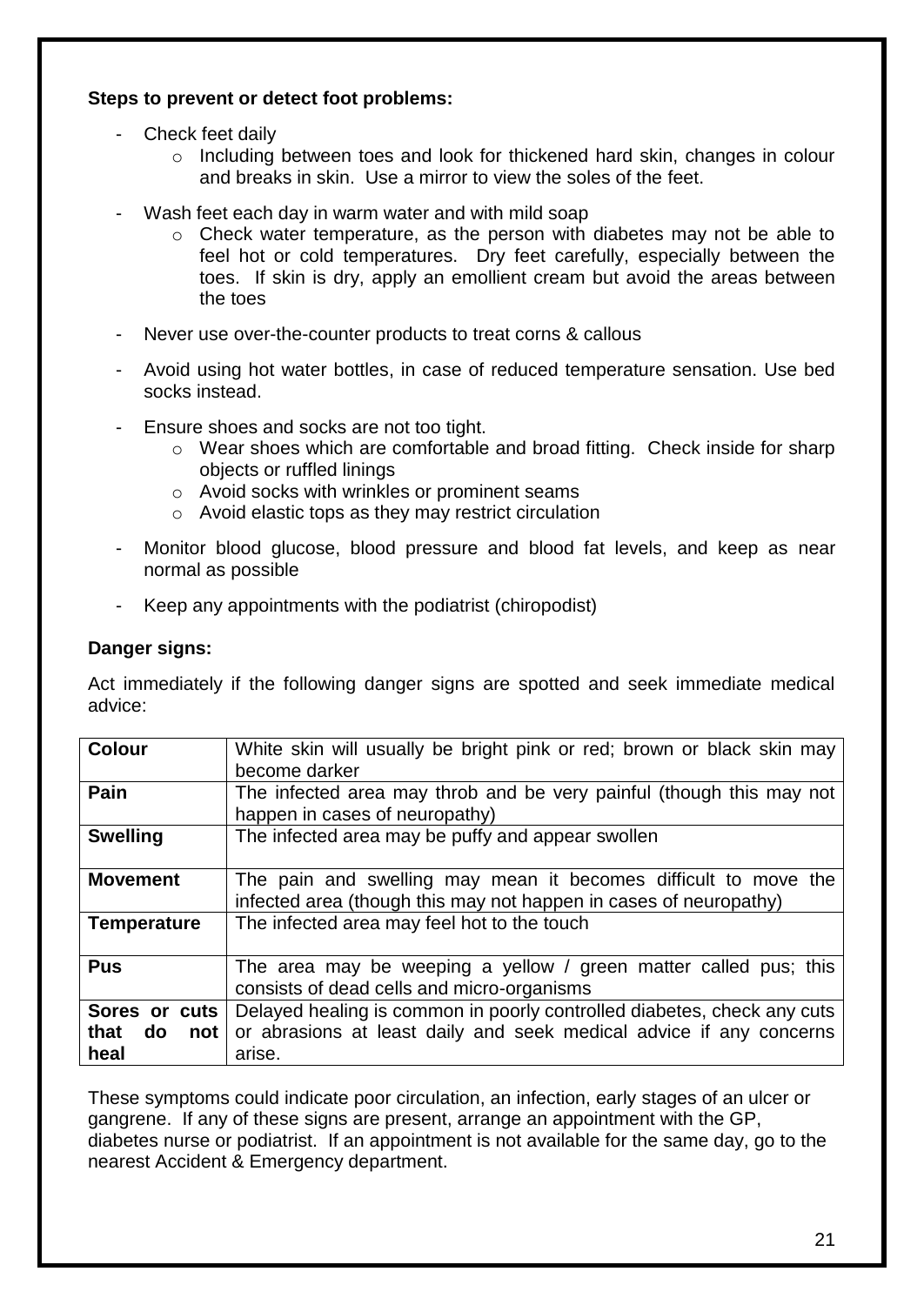**Steps to prevent or detect foot problems:**

- Check feet daily
  - Including between toes and look for thickened hard skin, changes in colour and breaks in skin. Use a mirror to view the soles of the feet.
- Wash feet each day in warm water and with mild soap
  - Check water temperature, as the person with diabetes may not be able to feel hot or cold temperatures. Dry feet carefully, especially between the toes. If skin is dry, apply an emollient cream but avoid the areas between the toes
- Never use over-the-counter products to treat corns & callous
- Avoid using hot water bottles, in case of reduced temperature sensation. Use bed socks instead.
- Ensure shoes and socks are not too tight.
  - Wear shoes which are comfortable and broad fitting. Check inside for sharp objects or ruffled linings
  - Avoid socks with wrinkles or prominent seams
  - Avoid elastic tops as they may restrict circulation
- Monitor blood glucose, blood pressure and blood fat levels, and keep as near normal as possible
- Keep any appointments with the podiatrist (chiropodist)

**Danger signs:**

Act immediately if the following danger signs are spotted and seek immediate medical advice:

| | |
|---|---|
| **Colour** | White skin will usually be bright pink or red; brown or black skin may become darker |
| **Pain** | The infected area may throb and be very painful (though this may not happen in cases of neuropathy) |
| **Swelling** | The infected area may be puffy and appear swollen |
| **Movement** | The pain and swelling may mean it becomes difficult to move the infected area (though this may not happen in cases of neuropathy) |
| **Temperature** | The infected area may feel hot to the touch |
| **Pus** | The area may be weeping a yellow / green matter called pus; this consists of dead cells and micro-organisms |
| **Sores or cuts that do not heal** | Delayed healing is common in poorly controlled diabetes, check any cuts or abrasions at least daily and seek medical advice if any concerns arise. |

These symptoms could indicate poor circulation, an infection, early stages of an ulcer or gangrene. If any of these signs are present, arrange an appointment with the GP, diabetes nurse or podiatrist. If an appointment is not available for the same day, go to the nearest Accident & Emergency department.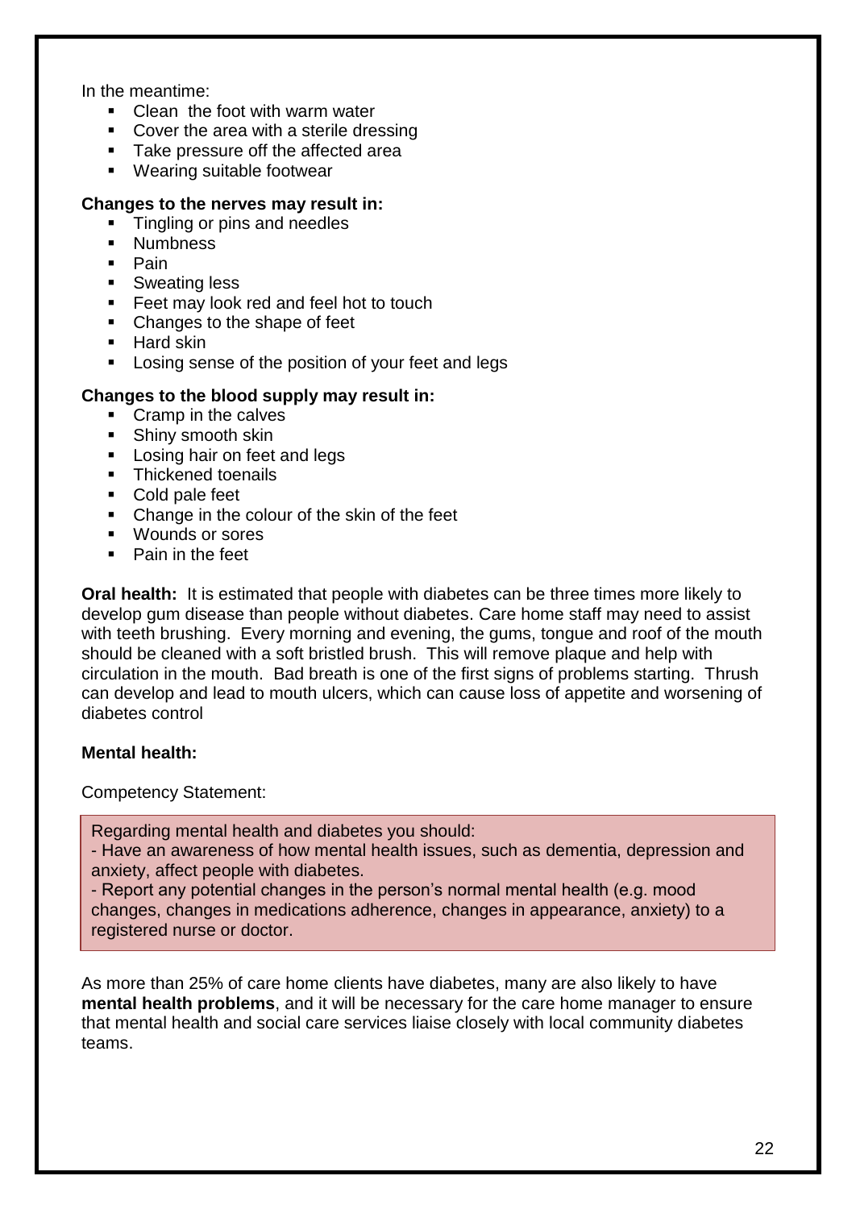In the meantime:

- Clean  the foot with warm water
- Cover the area with a sterile dressing
- Take pressure off the affected area
- Wearing suitable footwear

**Changes to the nerves may result in:**

- Tingling or pins and needles
- Numbness
- Pain
- Sweating less
- Feet may look red and feel hot to touch
- Changes to the shape of feet
- Hard skin
- Losing sense of the position of your feet and legs

**Changes to the blood supply may result in:**

- Cramp in the calves
- Shiny smooth skin
- Losing hair on feet and legs
- Thickened toenails
- Cold pale feet
- Change in the colour of the skin of the feet
- Wounds or sores
- Pain in the feet

**Oral health:** It is estimated that people with diabetes can be three times more likely to develop gum disease than people without diabetes. Care home staff may need to assist with teeth brushing. Every morning and evening, the gums, tongue and roof of the mouth should be cleaned with a soft bristled brush. This will remove plaque and help with circulation in the mouth. Bad breath is one of the first signs of problems starting. Thrush can develop and lead to mouth ulcers, which can cause loss of appetite and worsening of diabetes control

**Mental health:**

Competency Statement:

> Regarding mental health and diabetes you should:
> - Have an awareness of how mental health issues, such as dementia, depression and anxiety, affect people with diabetes.
> - Report any potential changes in the person's normal mental health (e.g. mood changes, changes in medications adherence, changes in appearance, anxiety) to a registered nurse or doctor.

As more than 25% of care home clients have diabetes, many are also likely to have **mental health problems**, and it will be necessary for the care home manager to ensure that mental health and social care services liaise closely with local community diabetes teams.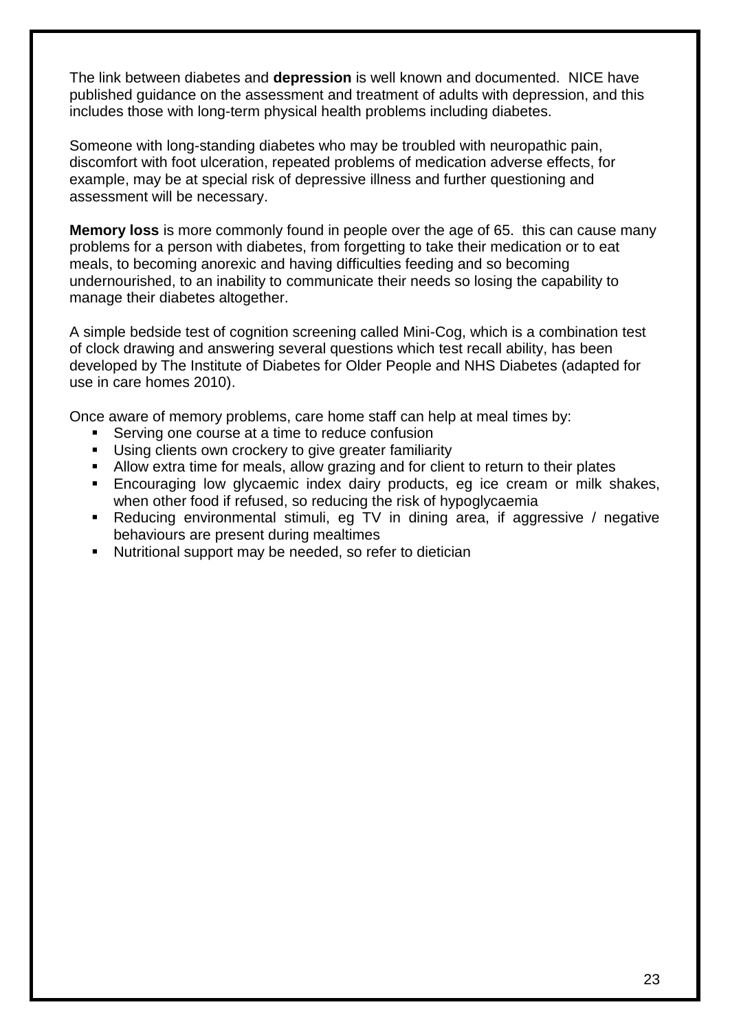The link between diabetes and **depression** is well known and documented. NICE have published guidance on the assessment and treatment of adults with depression, and this includes those with long-term physical health problems including diabetes.

Someone with long-standing diabetes who may be troubled with neuropathic pain, discomfort with foot ulceration, repeated problems of medication adverse effects, for example, may be at special risk of depressive illness and further questioning and assessment will be necessary.

**Memory loss** is more commonly found in people over the age of 65. this can cause many problems for a person with diabetes, from forgetting to take their medication or to eat meals, to becoming anorexic and having difficulties feeding and so becoming undernourished, to an inability to communicate their needs so losing the capability to manage their diabetes altogether.

A simple bedside test of cognition screening called Mini-Cog, which is a combination test of clock drawing and answering several questions which test recall ability, has been developed by The Institute of Diabetes for Older People and NHS Diabetes (adapted for use in care homes 2010).

Once aware of memory problems, care home staff can help at meal times by:

- Serving one course at a time to reduce confusion
- Using clients own crockery to give greater familiarity
- Allow extra time for meals, allow grazing and for client to return to their plates
- Encouraging low glycaemic index dairy products, eg ice cream or milk shakes, when other food if refused, so reducing the risk of hypoglycaemia
- Reducing environmental stimuli, eg TV in dining area, if aggressive / negative behaviours are present during mealtimes
- Nutritional support may be needed, so refer to dietician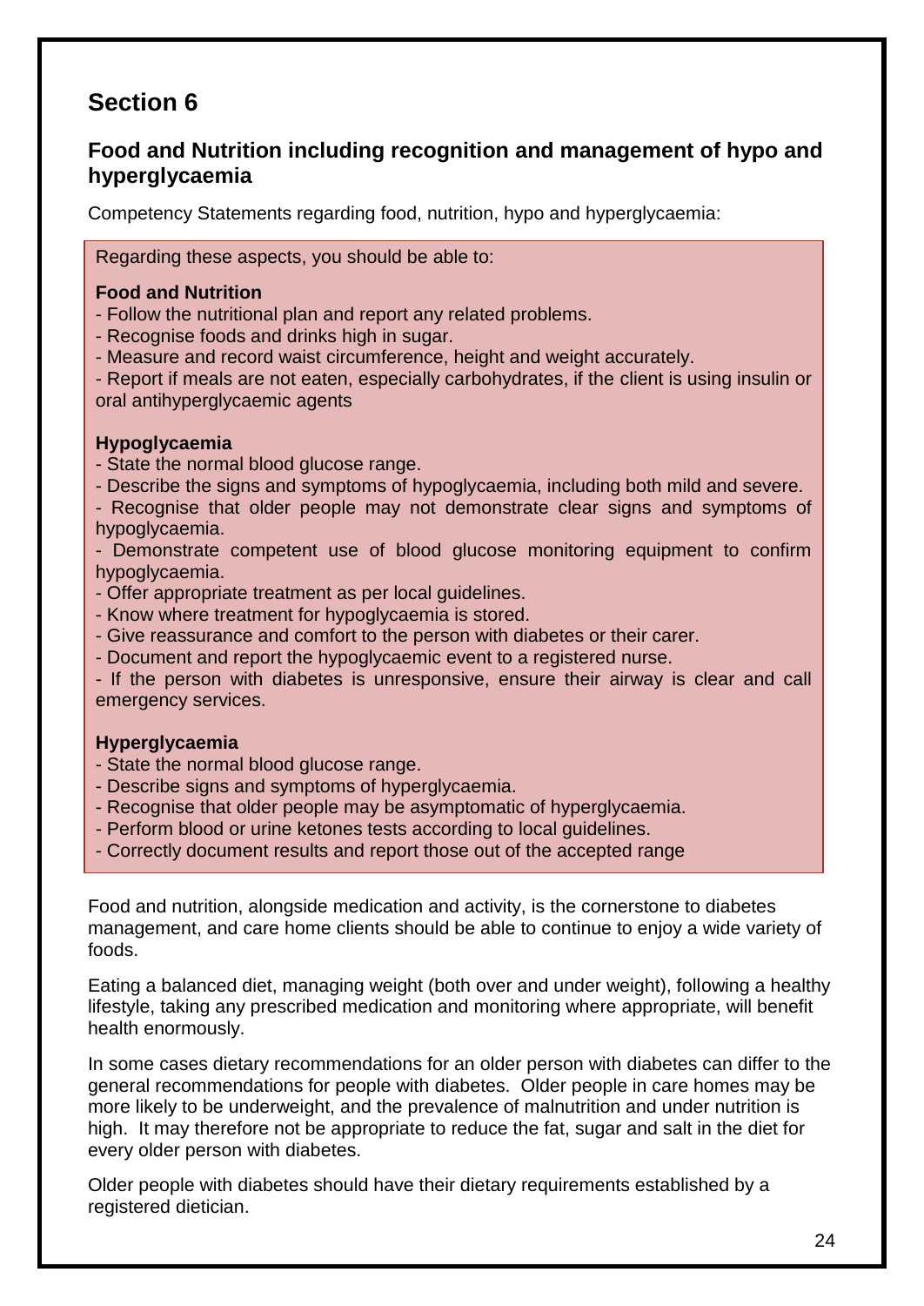## Section 6

### Food and Nutrition including recognition and management of hypo and hyperglycaemia

Competency Statements regarding food, nutrition, hypo and hyperglycaemia:

Regarding these aspects, you should be able to:

**Food and Nutrition**

- Follow the nutritional plan and report any related problems.
- Recognise foods and drinks high in sugar.
- Measure and record waist circumference, height and weight accurately.
- Report if meals are not eaten, especially carbohydrates, if the client is using insulin or oral antihyperglycaemic agents

**Hypoglycaemia**

- State the normal blood glucose range.
- Describe the signs and symptoms of hypoglycaemia, including both mild and severe.
- Recognise that older people may not demonstrate clear signs and symptoms of hypoglycaemia.
- Demonstrate competent use of blood glucose monitoring equipment to confirm hypoglycaemia.
- Offer appropriate treatment as per local guidelines.
- Know where treatment for hypoglycaemia is stored.
- Give reassurance and comfort to the person with diabetes or their carer.
- Document and report the hypoglycaemic event to a registered nurse.
- If the person with diabetes is unresponsive, ensure their airway is clear and call emergency services.

**Hyperglycaemia**

- State the normal blood glucose range.
- Describe signs and symptoms of hyperglycaemia.
- Recognise that older people may be asymptomatic of hyperglycaemia.
- Perform blood or urine ketones tests according to local guidelines.
- Correctly document results and report those out of the accepted range

Food and nutrition, alongside medication and activity, is the cornerstone to diabetes management, and care home clients should be able to continue to enjoy a wide variety of foods.

Eating a balanced diet, managing weight (both over and under weight), following a healthy lifestyle, taking any prescribed medication and monitoring where appropriate, will benefit health enormously.

In some cases dietary recommendations for an older person with diabetes can differ to the general recommendations for people with diabetes. Older people in care homes may be more likely to be underweight, and the prevalence of malnutrition and under nutrition is high. It may therefore not be appropriate to reduce the fat, sugar and salt in the diet for every older person with diabetes.

Older people with diabetes should have their dietary requirements established by a registered dietician.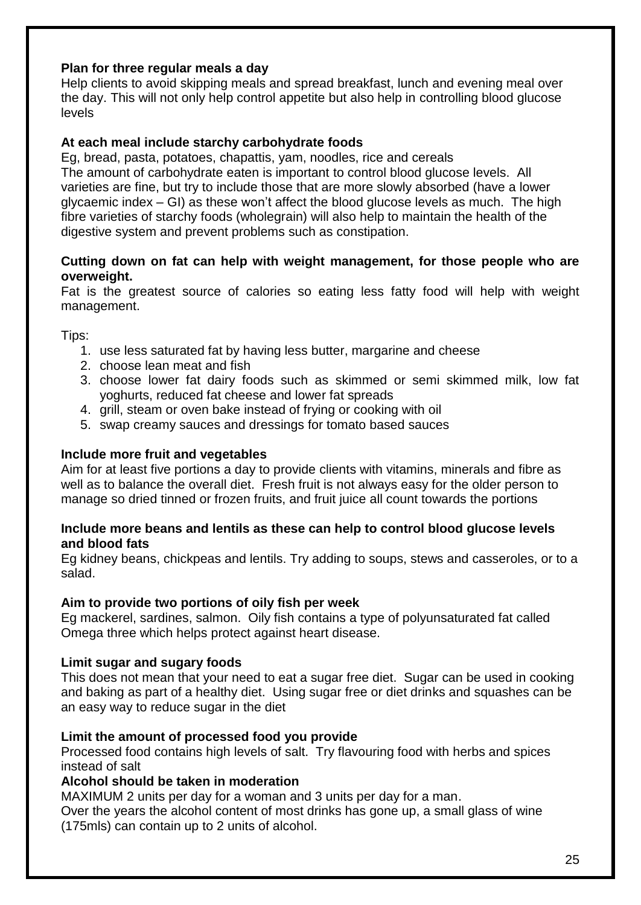**Plan for three regular meals a day**

Help clients to avoid skipping meals and spread breakfast, lunch and evening meal over the day. This will not only help control appetite but also help in controlling blood glucose levels

**At each meal include starchy carbohydrate foods**

Eg, bread, pasta, potatoes, chapattis, yam, noodles, rice and cereals
The amount of carbohydrate eaten is important to control blood glucose levels. All varieties are fine, but try to include those that are more slowly absorbed (have a lower glycaemic index – GI) as these won't affect the blood glucose levels as much. The high fibre varieties of starchy foods (wholegrain) will also help to maintain the health of the digestive system and prevent problems such as constipation.

**Cutting down on fat can help with weight management, for those people who are overweight.**

Fat is the greatest source of calories so eating less fatty food will help with weight management.

Tips:

1. use less saturated fat by having less butter, margarine and cheese
2. choose lean meat and fish
3. choose lower fat dairy foods such as skimmed or semi skimmed milk, low fat yoghurts, reduced fat cheese and lower fat spreads
4. grill, steam or oven bake instead of frying or cooking with oil
5. swap creamy sauces and dressings for tomato based sauces

**Include more fruit and vegetables**

Aim for at least five portions a day to provide clients with vitamins, minerals and fibre as well as to balance the overall diet. Fresh fruit is not always easy for the older person to manage so dried tinned or frozen fruits, and fruit juice all count towards the portions

**Include more beans and lentils as these can help to control blood glucose levels and blood fats**

Eg kidney beans, chickpeas and lentils. Try adding to soups, stews and casseroles, or to a salad.

**Aim to provide two portions of oily fish per week**

Eg mackerel, sardines, salmon. Oily fish contains a type of polyunsaturated fat called Omega three which helps protect against heart disease.

**Limit sugar and sugary foods**

This does not mean that your need to eat a sugar free diet. Sugar can be used in cooking and baking as part of a healthy diet. Using sugar free or diet drinks and squashes can be an easy way to reduce sugar in the diet

**Limit the amount of processed food you provide**

Processed food contains high levels of salt. Try flavouring food with herbs and spices instead of salt

**Alcohol should be taken in moderation**

MAXIMUM 2 units per day for a woman and 3 units per day for a man.
Over the years the alcohol content of most drinks has gone up, a small glass of wine (175mls) can contain up to 2 units of alcohol.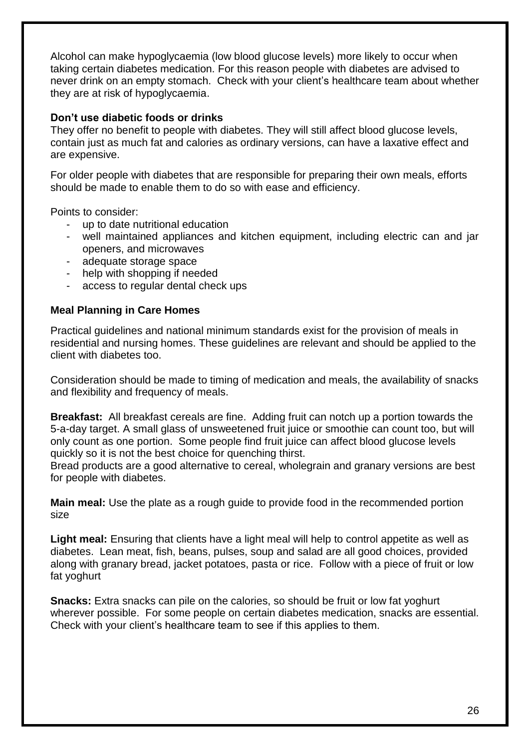Alcohol can make hypoglycaemia (low blood glucose levels) more likely to occur when taking certain diabetes medication. For this reason people with diabetes are advised to never drink on an empty stomach. Check with your client's healthcare team about whether they are at risk of hypoglycaemia.

**Don't use diabetic foods or drinks**
They offer no benefit to people with diabetes. They will still affect blood glucose levels, contain just as much fat and calories as ordinary versions, can have a laxative effect and are expensive.

For older people with diabetes that are responsible for preparing their own meals, efforts should be made to enable them to do so with ease and efficiency.

Points to consider:

- up to date nutritional education
- well maintained appliances and kitchen equipment, including electric can and jar openers, and microwaves
- adequate storage space
- help with shopping if needed
- access to regular dental check ups

**Meal Planning in Care Homes**

Practical guidelines and national minimum standards exist for the provision of meals in residential and nursing homes. These guidelines are relevant and should be applied to the client with diabetes too.

Consideration should be made to timing of medication and meals, the availability of snacks and flexibility and frequency of meals.

**Breakfast:** All breakfast cereals are fine. Adding fruit can notch up a portion towards the 5-a-day target. A small glass of unsweetened fruit juice or smoothie can count too, but will only count as one portion. Some people find fruit juice can affect blood glucose levels quickly so it is not the best choice for quenching thirst.
Bread products are a good alternative to cereal, wholegrain and granary versions are best for people with diabetes.

**Main meal:** Use the plate as a rough guide to provide food in the recommended portion size

**Light meal:** Ensuring that clients have a light meal will help to control appetite as well as diabetes. Lean meat, fish, beans, pulses, soup and salad are all good choices, provided along with granary bread, jacket potatoes, pasta or rice. Follow with a piece of fruit or low fat yoghurt

**Snacks:** Extra snacks can pile on the calories, so should be fruit or low fat yoghurt wherever possible. For some people on certain diabetes medication, snacks are essential. Check with your client's healthcare team to see if this applies to them.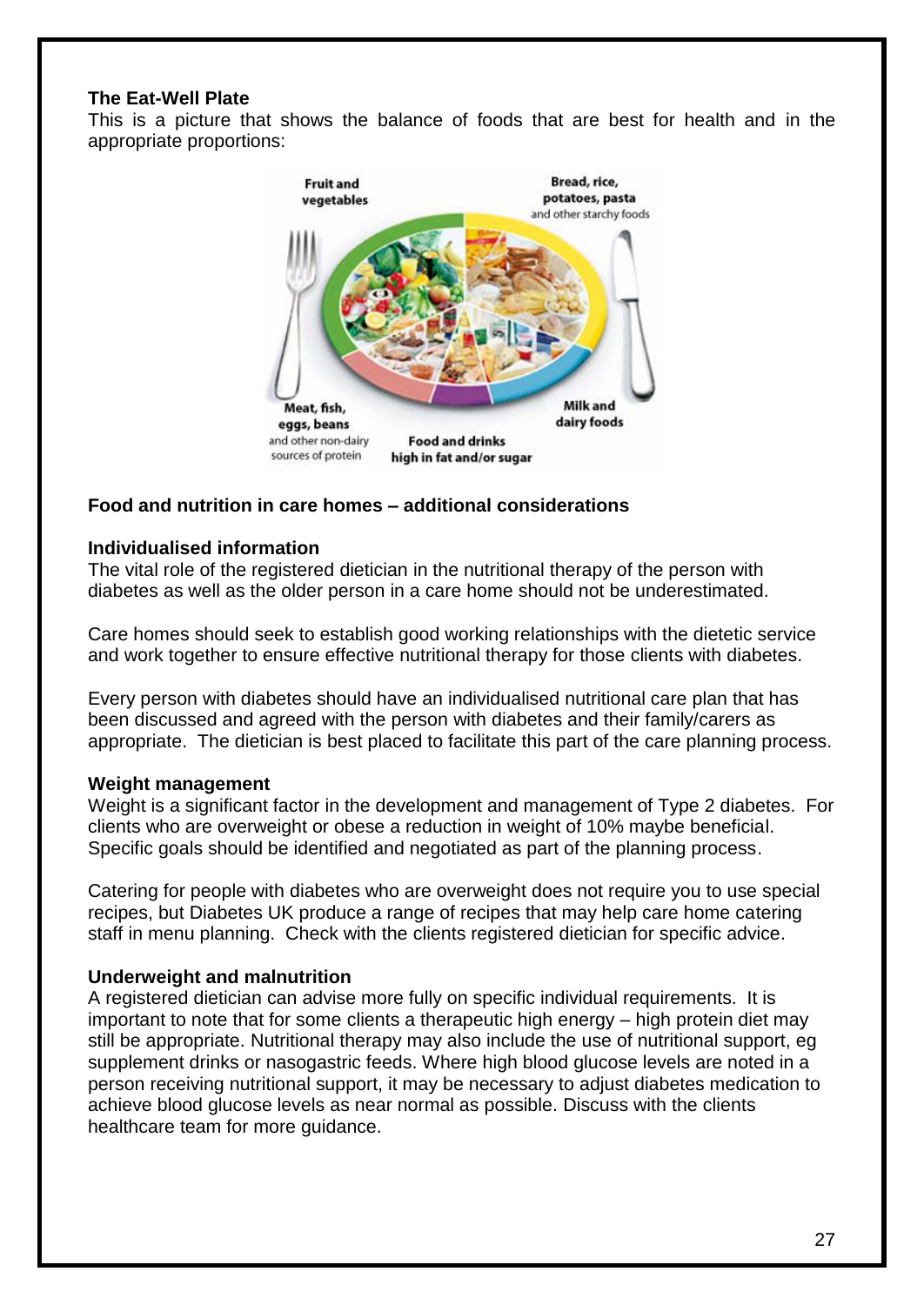**The Eat-Well Plate**

This is a picture that shows the balance of foods that are best for health and in the appropriate proportions:

**Food and nutrition in care homes – additional considerations**

**Individualised information**

The vital role of the registered dietician in the nutritional therapy of the person with diabetes as well as the older person in a care home should not be underestimated.

Care homes should seek to establish good working relationships with the dietetic service and work together to ensure effective nutritional therapy for those clients with diabetes.

Every person with diabetes should have an individualised nutritional care plan that has been discussed and agreed with the person with diabetes and their family/carers as appropriate. The dietician is best placed to facilitate this part of the care planning process.

**Weight management**

Weight is a significant factor in the development and management of Type 2 diabetes. For clients who are overweight or obese a reduction in weight of 10% maybe beneficial. Specific goals should be identified and negotiated as part of the planning process.

Catering for people with diabetes who are overweight does not require you to use special recipes, but Diabetes UK produce a range of recipes that may help care home catering staff in menu planning. Check with the clients registered dietician for specific advice.

**Underweight and malnutrition**

A registered dietician can advise more fully on specific individual requirements. It is important to note that for some clients a therapeutic high energy – high protein diet may still be appropriate. Nutritional therapy may also include the use of nutritional support, eg supplement drinks or nasogastric feeds. Where high blood glucose levels are noted in a person receiving nutritional support, it may be necessary to adjust diabetes medication to achieve blood glucose levels as near normal as possible. Discuss with the clients healthcare team for more guidance.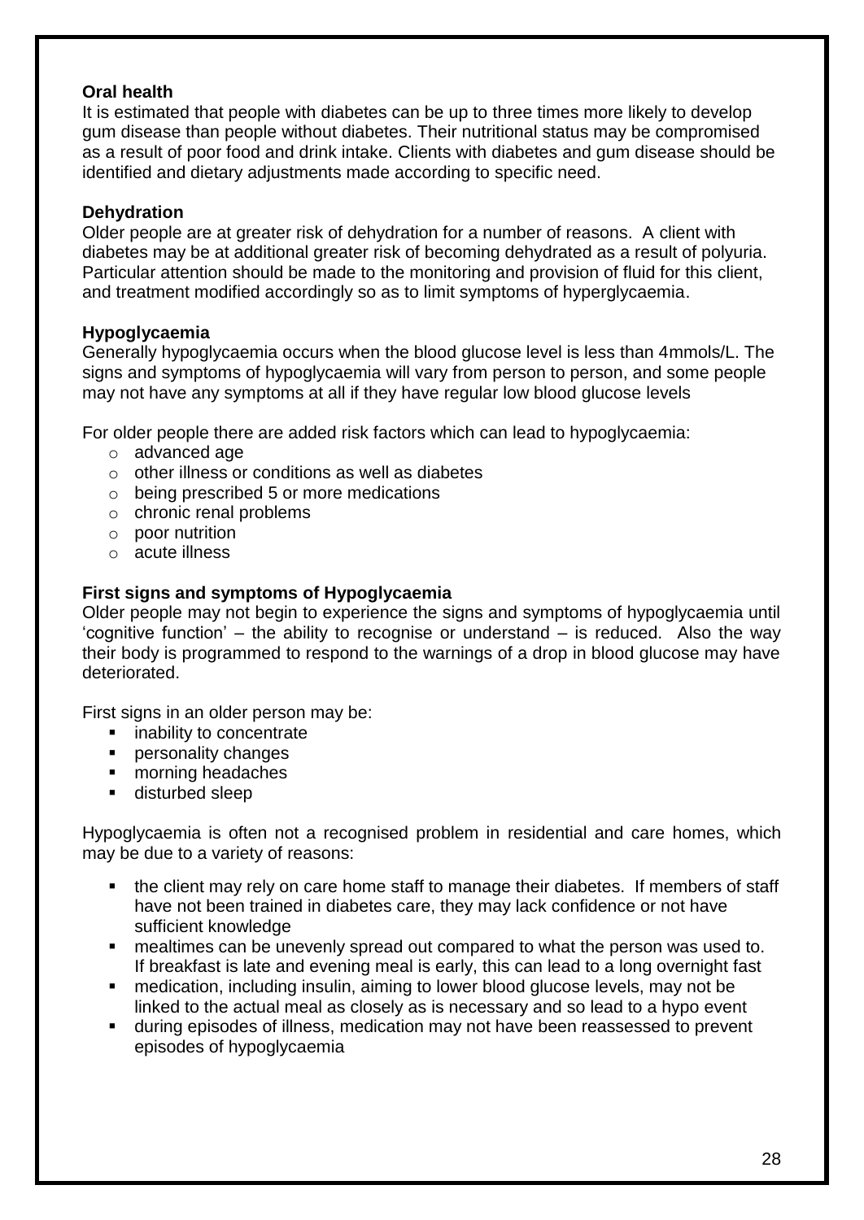**Oral health**

It is estimated that people with diabetes can be up to three times more likely to develop gum disease than people without diabetes. Their nutritional status may be compromised as a result of poor food and drink intake. Clients with diabetes and gum disease should be identified and dietary adjustments made according to specific need.

**Dehydration**

Older people are at greater risk of dehydration for a number of reasons. A client with diabetes may be at additional greater risk of becoming dehydrated as a result of polyuria. Particular attention should be made to the monitoring and provision of fluid for this client, and treatment modified accordingly so as to limit symptoms of hyperglycaemia.

**Hypoglycaemia**

Generally hypoglycaemia occurs when the blood glucose level is less than 4mmols/L. The signs and symptoms of hypoglycaemia will vary from person to person, and some people may not have any symptoms at all if they have regular low blood glucose levels

For older people there are added risk factors which can lead to hypoglycaemia:

- advanced age
- other illness or conditions as well as diabetes
- being prescribed 5 or more medications
- chronic renal problems
- poor nutrition
- acute illness

**First signs and symptoms of Hypoglycaemia**

Older people may not begin to experience the signs and symptoms of hypoglycaemia until 'cognitive function' – the ability to recognise or understand – is reduced. Also the way their body is programmed to respond to the warnings of a drop in blood glucose may have deteriorated.

First signs in an older person may be:

- inability to concentrate
- personality changes
- morning headaches
- disturbed sleep

Hypoglycaemia is often not a recognised problem in residential and care homes, which may be due to a variety of reasons:

- the client may rely on care home staff to manage their diabetes. If members of staff have not been trained in diabetes care, they may lack confidence or not have sufficient knowledge
- mealtimes can be unevenly spread out compared to what the person was used to. If breakfast is late and evening meal is early, this can lead to a long overnight fast
- medication, including insulin, aiming to lower blood glucose levels, may not be linked to the actual meal as closely as is necessary and so lead to a hypo event
- during episodes of illness, medication may not have been reassessed to prevent episodes of hypoglycaemia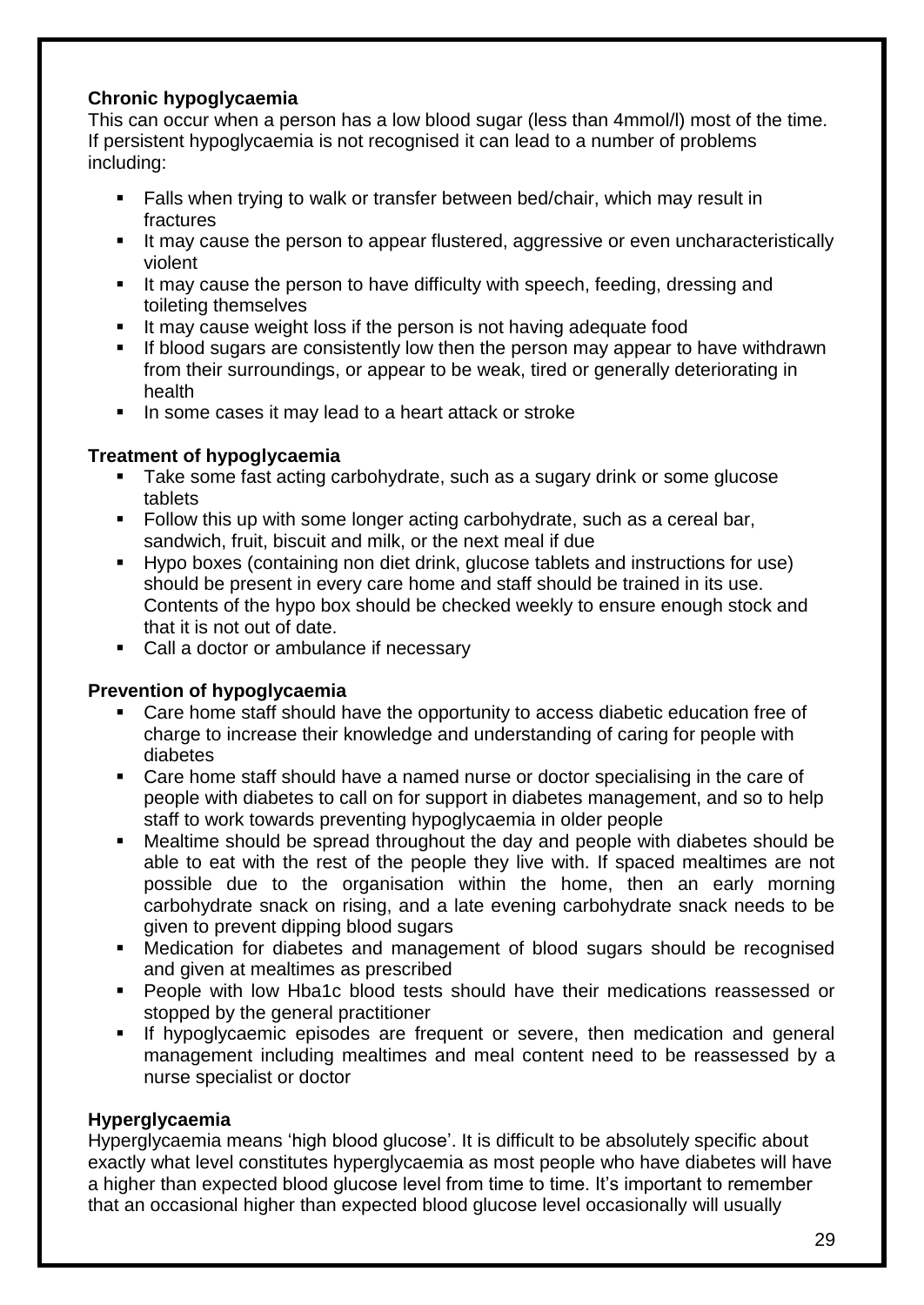**Chronic hypoglycaemia**

This can occur when a person has a low blood sugar (less than 4mmol/l) most of the time. If persistent hypoglycaemia is not recognised it can lead to a number of problems including:

- Falls when trying to walk or transfer between bed/chair, which may result in fractures
- It may cause the person to appear flustered, aggressive or even uncharacteristically violent
- It may cause the person to have difficulty with speech, feeding, dressing and toileting themselves
- It may cause weight loss if the person is not having adequate food
- If blood sugars are consistently low then the person may appear to have withdrawn from their surroundings, or appear to be weak, tired or generally deteriorating in health
- In some cases it may lead to a heart attack or stroke

**Treatment of hypoglycaemia**

- Take some fast acting carbohydrate, such as a sugary drink or some glucose tablets
- Follow this up with some longer acting carbohydrate, such as a cereal bar, sandwich, fruit, biscuit and milk, or the next meal if due
- Hypo boxes (containing non diet drink, glucose tablets and instructions for use) should be present in every care home and staff should be trained in its use. Contents of the hypo box should be checked weekly to ensure enough stock and that it is not out of date.
- Call a doctor or ambulance if necessary

**Prevention of hypoglycaemia**

- Care home staff should have the opportunity to access diabetic education free of charge to increase their knowledge and understanding of caring for people with diabetes
- Care home staff should have a named nurse or doctor specialising in the care of people with diabetes to call on for support in diabetes management, and so to help staff to work towards preventing hypoglycaemia in older people
- Mealtime should be spread throughout the day and people with diabetes should be able to eat with the rest of the people they live with. If spaced mealtimes are not possible due to the organisation within the home, then an early morning carbohydrate snack on rising, and a late evening carbohydrate snack needs to be given to prevent dipping blood sugars
- Medication for diabetes and management of blood sugars should be recognised and given at mealtimes as prescribed
- People with low Hba1c blood tests should have their medications reassessed or stopped by the general practitioner
- If hypoglycaemic episodes are frequent or severe, then medication and general management including mealtimes and meal content need to be reassessed by a nurse specialist or doctor

**Hyperglycaemia**

Hyperglycaemia means 'high blood glucose'. It is difficult to be absolutely specific about exactly what level constitutes hyperglycaemia as most people who have diabetes will have a higher than expected blood glucose level from time to time. It's important to remember that an occasional higher than expected blood glucose level occasionally will usually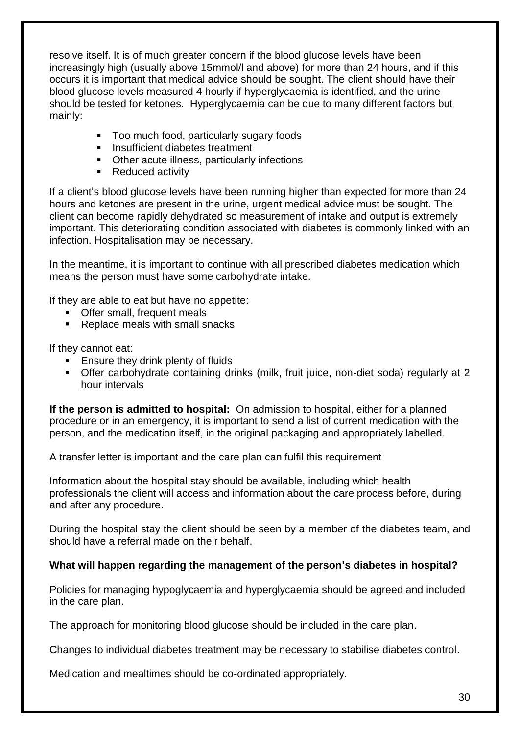resolve itself. It is of much greater concern if the blood glucose levels have been increasingly high (usually above 15mmol/l and above) for more than 24 hours, and if this occurs it is important that medical advice should be sought. The client should have their blood glucose levels measured 4 hourly if hyperglycaemia is identified, and the urine should be tested for ketones. Hyperglycaemia can be due to many different factors but mainly:

- Too much food, particularly sugary foods
- Insufficient diabetes treatment
- Other acute illness, particularly infections
- Reduced activity

If a client's blood glucose levels have been running higher than expected for more than 24 hours and ketones are present in the urine, urgent medical advice must be sought. The client can become rapidly dehydrated so measurement of intake and output is extremely important. This deteriorating condition associated with diabetes is commonly linked with an infection. Hospitalisation may be necessary.

In the meantime, it is important to continue with all prescribed diabetes medication which means the person must have some carbohydrate intake.

If they are able to eat but have no appetite:

- Offer small, frequent meals
- Replace meals with small snacks

If they cannot eat:

- Ensure they drink plenty of fluids
- Offer carbohydrate containing drinks (milk, fruit juice, non-diet soda) regularly at 2 hour intervals

**If the person is admitted to hospital:** On admission to hospital, either for a planned procedure or in an emergency, it is important to send a list of current medication with the person, and the medication itself, in the original packaging and appropriately labelled.

A transfer letter is important and the care plan can fulfil this requirement

Information about the hospital stay should be available, including which health professionals the client will access and information about the care process before, during and after any procedure.

During the hospital stay the client should be seen by a member of the diabetes team, and should have a referral made on their behalf.

**What will happen regarding the management of the person's diabetes in hospital?**

Policies for managing hypoglycaemia and hyperglycaemia should be agreed and included in the care plan.

The approach for monitoring blood glucose should be included in the care plan.

Changes to individual diabetes treatment may be necessary to stabilise diabetes control.

Medication and mealtimes should be co-ordinated appropriately.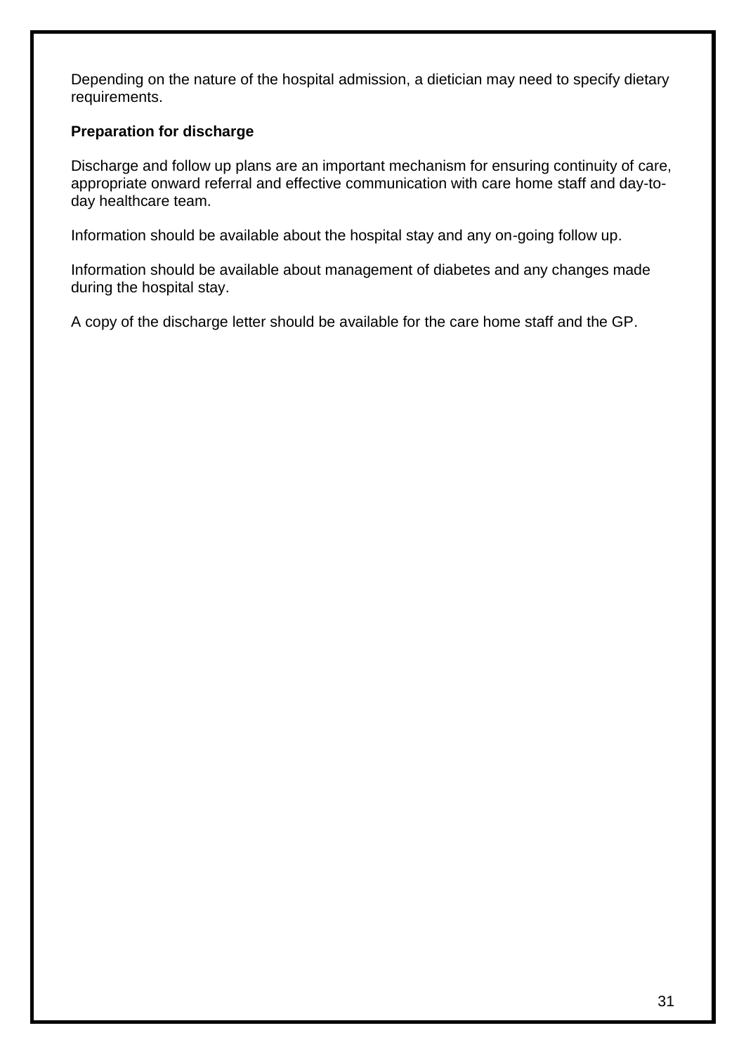Depending on the nature of the hospital admission, a dietician may need to specify dietary requirements.

**Preparation for discharge**

Discharge and follow up plans are an important mechanism for ensuring continuity of care, appropriate onward referral and effective communication with care home staff and day-to-day healthcare team.

Information should be available about the hospital stay and any on-going follow up.

Information should be available about management of diabetes and any changes made during the hospital stay.

A copy of the discharge letter should be available for the care home staff and the GP.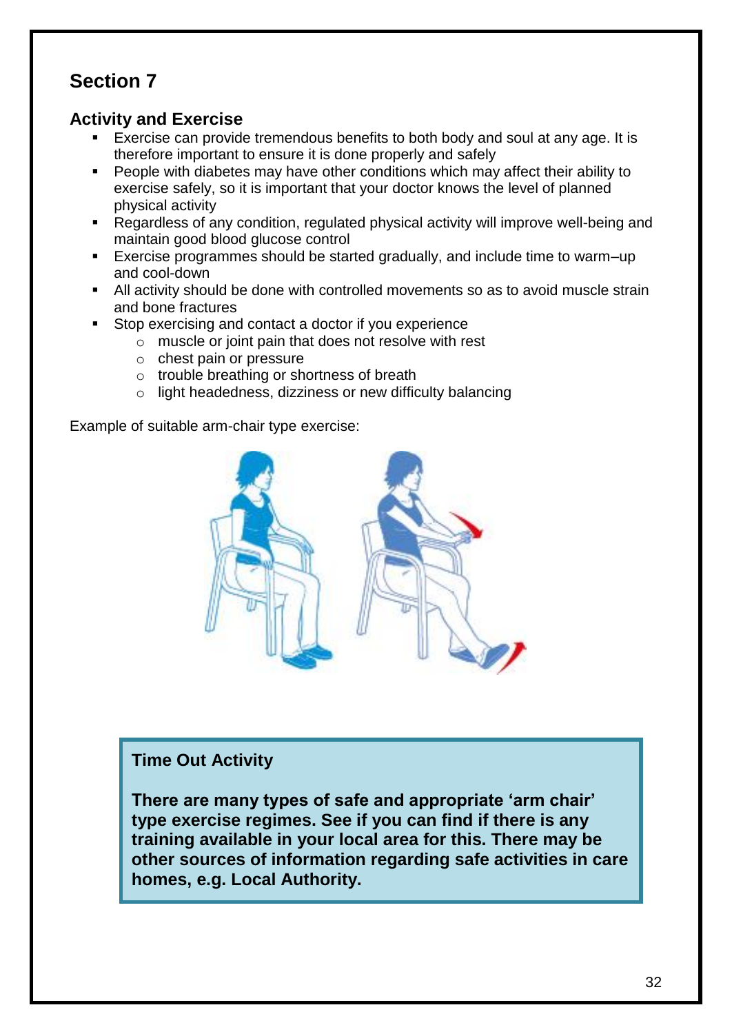## Section 7

### Activity and Exercise

- Exercise can provide tremendous benefits to both body and soul at any age. It is therefore important to ensure it is done properly and safely
- People with diabetes may have other conditions which may affect their ability to exercise safely, so it is important that your doctor knows the level of planned physical activity
- Regardless of any condition, regulated physical activity will improve well-being and maintain good blood glucose control
- Exercise programmes should be started gradually, and include time to warm–up and cool-down
- All activity should be done with controlled movements so as to avoid muscle strain and bone fractures
- Stop exercising and contact a doctor if you experience
  - muscle or joint pain that does not resolve with rest
  - chest pain or pressure
  - trouble breathing or shortness of breath
  - light headedness, dizziness or new difficulty balancing

Example of suitable arm-chair type exercise:

**Time Out Activity**

**There are many types of safe and appropriate 'arm chair' type exercise regimes. See if you can find if there is any training available in your local area for this. There may be other sources of information regarding safe activities in care homes, e.g. Local Authority.**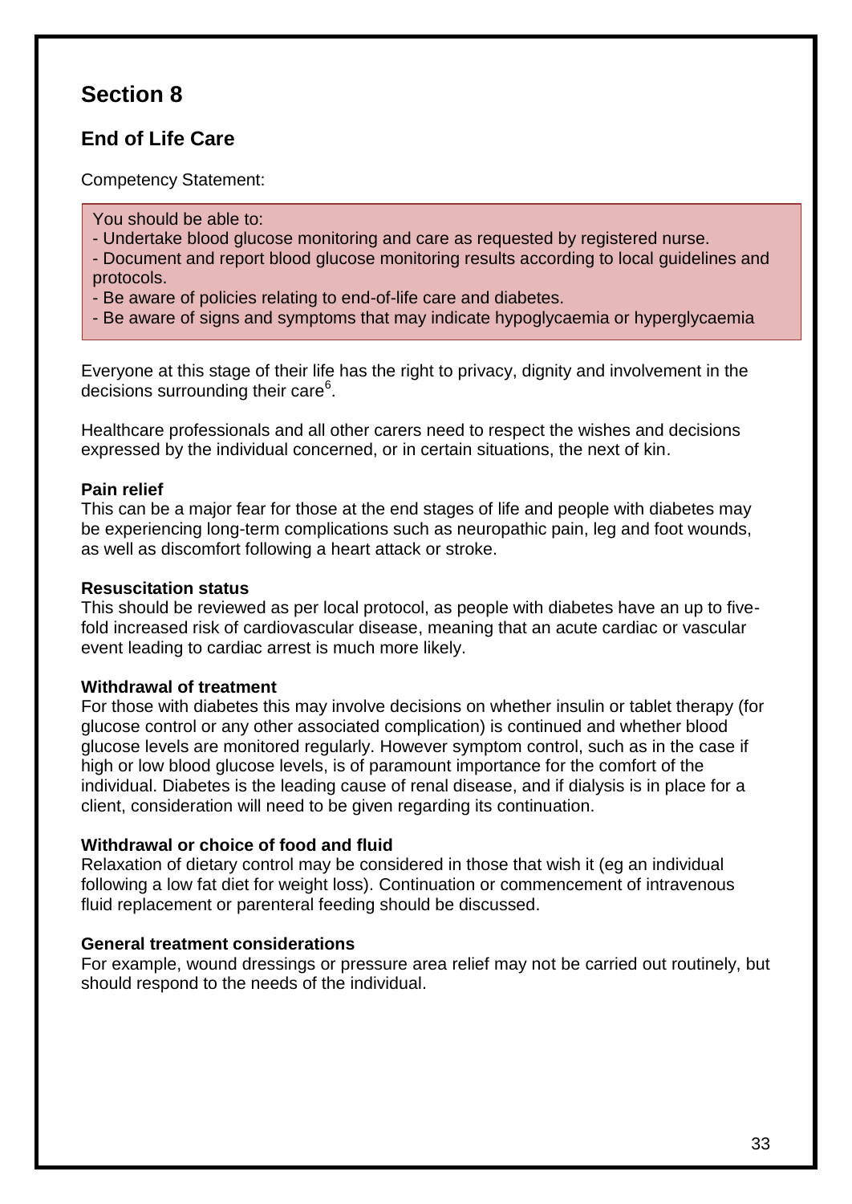# Section 8

## End of Life Care

Competency Statement:

> You should be able to:
> - Undertake blood glucose monitoring and care as requested by registered nurse.
> - Document and report blood glucose monitoring results according to local guidelines and protocols.
> - Be aware of policies relating to end-of-life care and diabetes.
> - Be aware of signs and symptoms that may indicate hypoglycaemia or hyperglycaemia

Everyone at this stage of their life has the right to privacy, dignity and involvement in the decisions surrounding their care[6].

Healthcare professionals and all other carers need to respect the wishes and decisions expressed by the individual concerned, or in certain situations, the next of kin.

**Pain relief**
This can be a major fear for those at the end stages of life and people with diabetes may be experiencing long-term complications such as neuropathic pain, leg and foot wounds, as well as discomfort following a heart attack or stroke.

**Resuscitation status**
This should be reviewed as per local protocol, as people with diabetes have an up to five-fold increased risk of cardiovascular disease, meaning that an acute cardiac or vascular event leading to cardiac arrest is much more likely.

**Withdrawal of treatment**
For those with diabetes this may involve decisions on whether insulin or tablet therapy (for glucose control or any other associated complication) is continued and whether blood glucose levels are monitored regularly. However symptom control, such as in the case if high or low blood glucose levels, is of paramount importance for the comfort of the individual. Diabetes is the leading cause of renal disease, and if dialysis is in place for a client, consideration will need to be given regarding its continuation.

**Withdrawal or choice of food and fluid**
Relaxation of dietary control may be considered in those that wish it (eg an individual following a low fat diet for weight loss). Continuation or commencement of intravenous fluid replacement or parenteral feeding should be discussed.

**General treatment considerations**
For example, wound dressings or pressure area relief may not be carried out routinely, but should respond to the needs of the individual.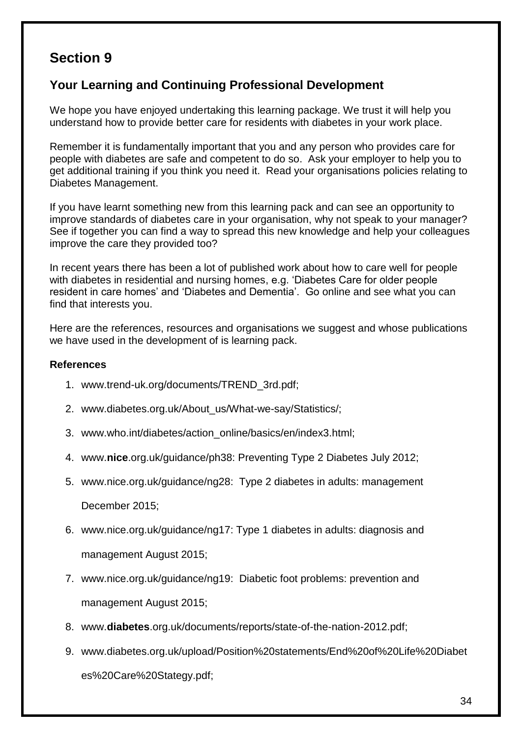# Section 9

## Your Learning and Continuing Professional Development

We hope you have enjoyed undertaking this learning package. We trust it will help you understand how to provide better care for residents with diabetes in your work place.

Remember it is fundamentally important that you and any person who provides care for people with diabetes are safe and competent to do so. Ask your employer to help you to get additional training if you think you need it. Read your organisations policies relating to Diabetes Management.

If you have learnt something new from this learning pack and can see an opportunity to improve standards of diabetes care in your organisation, why not speak to your manager? See if together you can find a way to spread this new knowledge and help your colleagues improve the care they provided too?

In recent years there has been a lot of published work about how to care well for people with diabetes in residential and nursing homes, e.g. 'Diabetes Care for older people resident in care homes' and 'Diabetes and Dementia'. Go online and see what you can find that interests you.

Here are the references, resources and organisations we suggest and whose publications we have used in the development of is learning pack.

**References**

1. www.trend-uk.org/documents/TREND_3rd.pdf;
2. www.diabetes.org.uk/About_us/What-we-say/Statistics/;
3. www.who.int/diabetes/action_online/basics/en/index3.html;
4. www.**nice**.org.uk/guidance/ph38: Preventing Type 2 Diabetes July 2012;
5. www.nice.org.uk/guidance/ng28: Type 2 diabetes in adults: management December 2015;
6. www.nice.org.uk/guidance/ng17: Type 1 diabetes in adults: diagnosis and management August 2015;
7. www.nice.org.uk/guidance/ng19: Diabetic foot problems: prevention and management August 2015;
8. www.**diabetes**.org.uk/documents/reports/state-of-the-nation-2012.pdf;
9. www.diabetes.org.uk/upload/Position%20statements/End%20of%20Life%20Diabetes%20Care%20Stategy.pdf;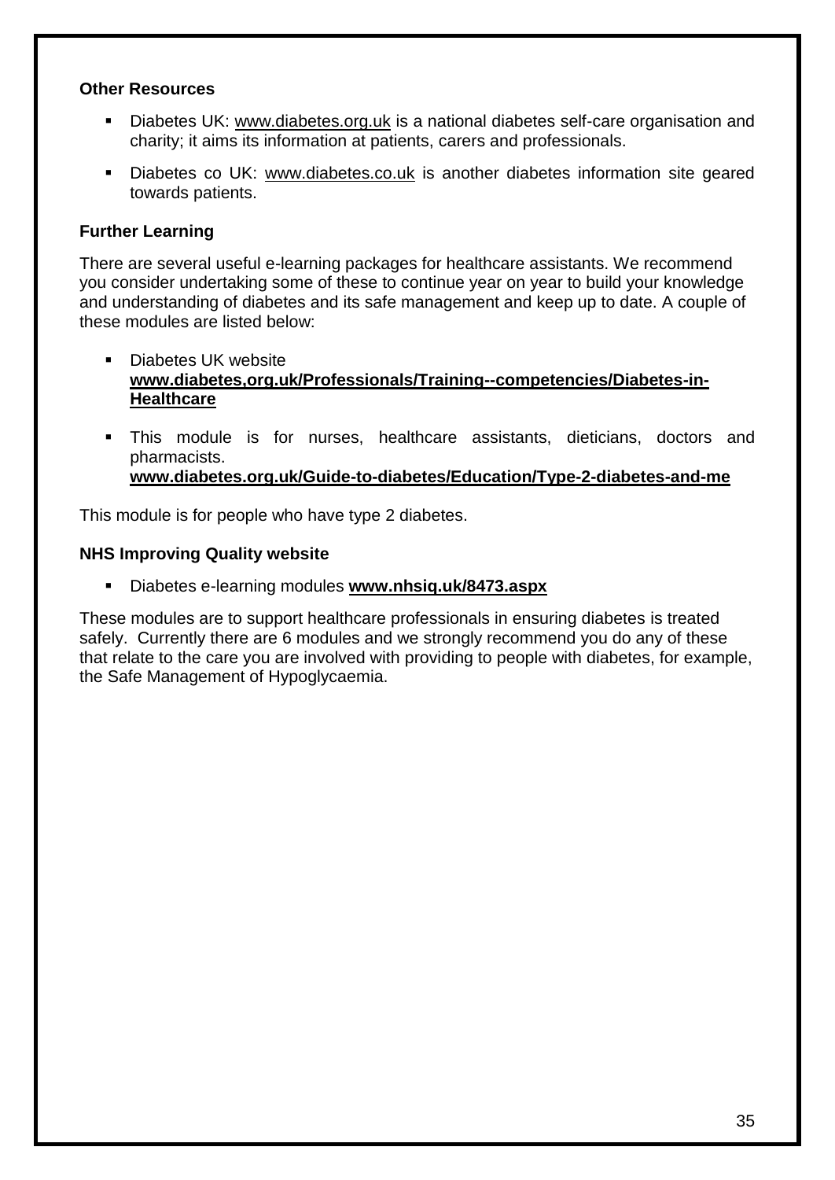**Other Resources**

- Diabetes UK: www.diabetes.org.uk is a national diabetes self-care organisation and charity; it aims its information at patients, carers and professionals.
- Diabetes co UK: www.diabetes.co.uk is another diabetes information site geared towards patients.

**Further Learning**

There are several useful e-learning packages for healthcare assistants. We recommend you consider undertaking some of these to continue year on year to build your knowledge and understanding of diabetes and its safe management and keep up to date. A couple of these modules are listed below:

- Diabetes UK website **www.diabetes,org.uk/Professionals/Training--competencies/Diabetes-in-Healthcare**
- This module is for nurses, healthcare assistants, dieticians, doctors and pharmacists. **www.diabetes.org.uk/Guide-to-diabetes/Education/Type-2-diabetes-and-me**

This module is for people who have type 2 diabetes.

**NHS Improving Quality website**

- Diabetes e-learning modules **www.nhsiq.uk/8473.aspx**

These modules are to support healthcare professionals in ensuring diabetes is treated safely. Currently there are 6 modules and we strongly recommend you do any of these that relate to the care you are involved with providing to people with diabetes, for example, the Safe Management of Hypoglycaemia.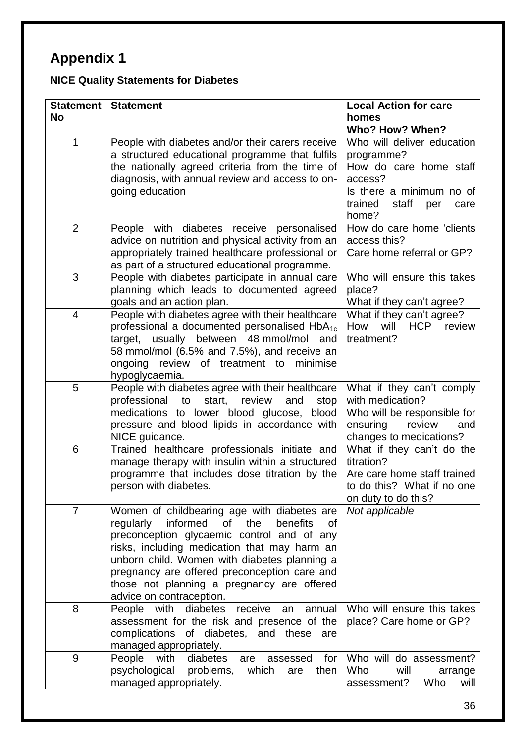# Appendix 1

**NICE Quality Statements for Diabetes**

| Statement No | Statement | Local Action for care homes Who? How? When? |
|---|---|---|
| 1 | People with diabetes and/or their carers receive a structured educational programme that fulfils the nationally agreed criteria from the time of diagnosis, with annual review and access to on-going education | Who will deliver education programme? How do care home staff access? Is there a minimum no of trained staff per care home? |
| 2 | People with diabetes receive personalised advice on nutrition and physical activity from an appropriately trained healthcare professional or as part of a structured educational programme. | How do care home 'clients access this? Care home referral or GP? |
| 3 | People with diabetes participate in annual care planning which leads to documented agreed goals and an action plan. | Who will ensure this takes place? What if they can't agree? |
| 4 | People with diabetes agree with their healthcare professional a documented personalised $HbA_{1c}$ target, usually between 48 mmol/mol and 58 mmol/mol (6.5% and 7.5%), and receive an ongoing review of treatment to minimise hypoglycaemia. | What if they can't agree? How will HCP review treatment? |
| 5 | People with diabetes agree with their healthcare professional to start, review and stop medications to lower blood glucose, blood pressure and blood lipids in accordance with NICE guidance. | What if they can't comply with medication? Who will be responsible for ensuring review and changes to medications? |
| 6 | Trained healthcare professionals initiate and manage therapy with insulin within a structured programme that includes dose titration by the person with diabetes. | What if they can't do the titration? Are care home staff trained to do this? What if no one on duty to do this? |
| 7 | Women of childbearing age with diabetes are regularly informed of the benefits of preconception glycaemic control and of any risks, including medication that may harm an unborn child. Women with diabetes planning a pregnancy are offered preconception care and those not planning a pregnancy are offered advice on contraception. | *Not applicable* |
| 8 | People with diabetes receive an annual assessment for the risk and presence of the complications of diabetes, and these are managed appropriately. | Who will ensure this takes place? Care home or GP? |
| 9 | People with diabetes are assessed for psychological problems, which are then managed appropriately. | Who will do assessment? Who will arrange assessment? Who will |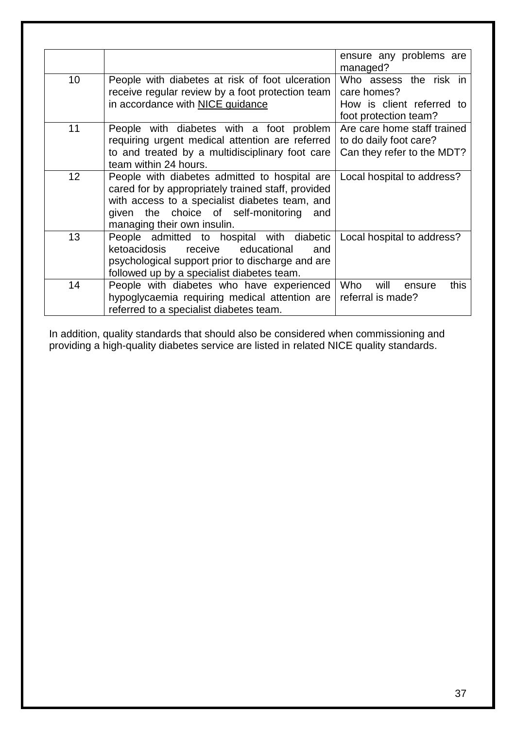| | | |
|---|---|---|
| | | ensure any problems are managed? |
| 10 | People with diabetes at risk of foot ulceration receive regular review by a foot protection team in accordance with NICE guidance | Who assess the risk in care homes?<br>How is client referred to foot protection team? |
| 11 | People with diabetes with a foot problem requiring urgent medical attention are referred to and treated by a multidisciplinary foot care team within 24 hours. | Are care home staff trained to do daily foot care?<br>Can they refer to the MDT? |
| 12 | People with diabetes admitted to hospital are cared for by appropriately trained staff, provided with access to a specialist diabetes team, and given the choice of self-monitoring and managing their own insulin. | Local hospital to address? |
| 13 | People admitted to hospital with diabetic ketoacidosis receive educational and psychological support prior to discharge and are followed up by a specialist diabetes team. | Local hospital to address? |
| 14 | People with diabetes who have experienced hypoglycaemia requiring medical attention are referred to a specialist diabetes team. | Who will ensure this referral is made? |

In addition, quality standards that should also be considered when commissioning and providing a high-quality diabetes service are listed in related NICE quality standards.